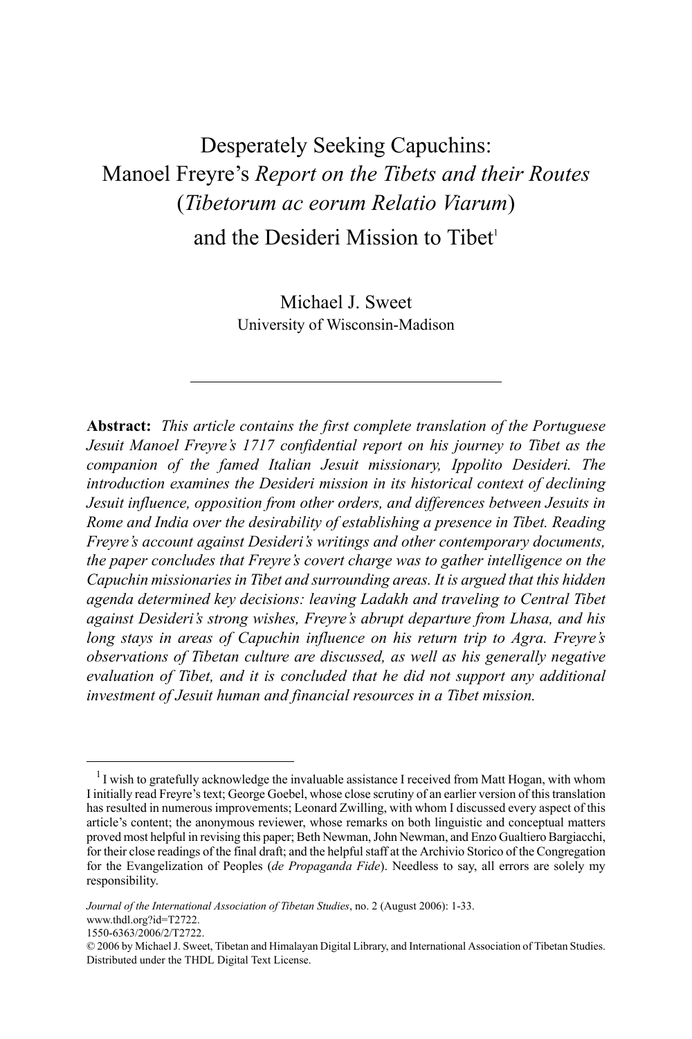# Desperately Seeking Capuchins: Manoel Freyre's *Report on the Tibets and their Routes* (*Tibetorum ac eorum Relatio Viarum*) and the Desideri Mission to Tibet[1]

Michael J. Sweet
University of Wisconsin-Madison

---

**Abstract:** *This article contains the first complete translation of the Portuguese Jesuit Manoel Freyre's 1717 confidential report on his journey to Tibet as the companion of the famed Italian Jesuit missionary, Ippolito Desideri. The introduction examines the Desideri mission in its historical context of declining Jesuit influence, opposition from other orders, and differences between Jesuits in Rome and India over the desirability of establishing a presence in Tibet. Reading Freyre's account against Desideri's writings and other contemporary documents, the paper concludes that Freyre's covert charge was to gather intelligence on the Capuchin missionaries in Tibet and surrounding areas. It is argued that this hidden agenda determined key decisions: leaving Ladakh and traveling to Central Tibet against Desideri's strong wishes, Freyre's abrupt departure from Lhasa, and his long stays in areas of Capuchin influence on his return trip to Agra. Freyre's observations of Tibetan culture are discussed, as well as his generally negative evaluation of Tibet, and it is concluded that he did not support any additional investment of Jesuit human and financial resources in a Tibet mission.*

---

[1] I wish to gratefully acknowledge the invaluable assistance I received from Matt Hogan, with whom I initially read Freyre's text; George Goebel, whose close scrutiny of an earlier version of this translation has resulted in numerous improvements; Leonard Zwilling, with whom I discussed every aspect of this article's content; the anonymous reviewer, whose remarks on both linguistic and conceptual matters proved most helpful in revising this paper; Beth Newman, John Newman, and Enzo Gualtiero Bargiacchi, for their close readings of the final draft; and the helpful staff at the Archivio Storico of the Congregation for the Evangelization of Peoples (*de Propaganda Fide*). Needless to say, all errors are solely my responsibility.

*Journal of the International Association of Tibetan Studies*, no. 2 (August 2006): 1-33.
www.thdl.org?id=T2722.
1550-6363/2006/2/T2722.
© 2006 by Michael J. Sweet, Tibetan and Himalayan Digital Library, and International Association of Tibetan Studies. Distributed under the THDL Digital Text License.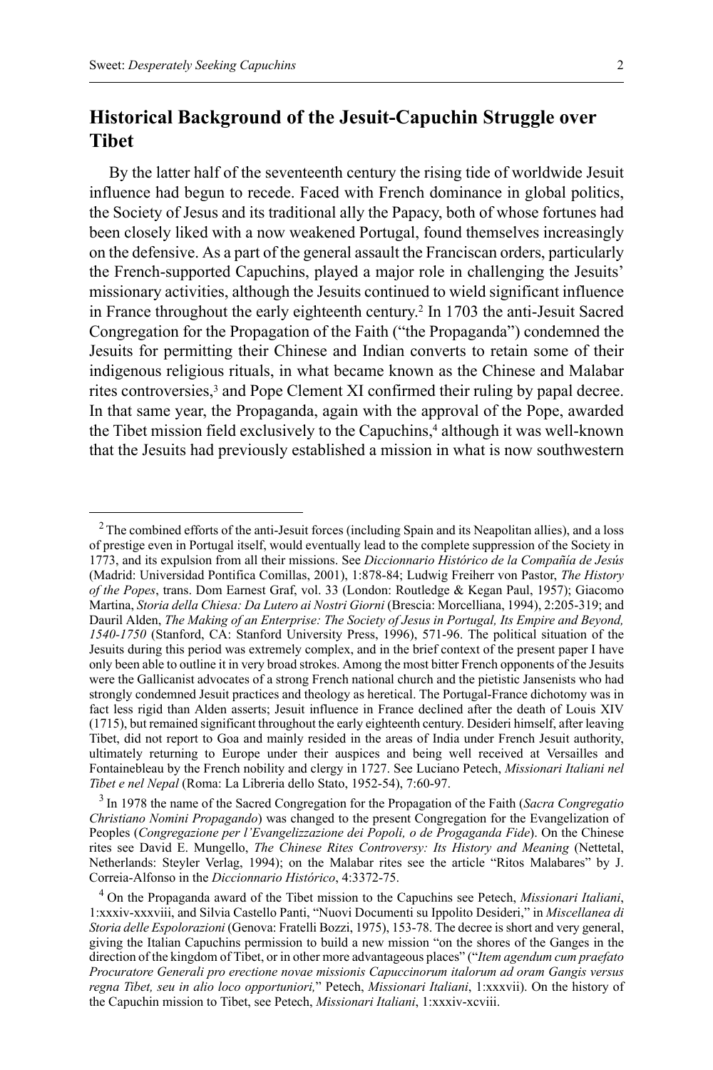## Historical Background of the Jesuit-Capuchin Struggle over Tibet

By the latter half of the seventeenth century the rising tide of worldwide Jesuit influence had begun to recede. Faced with French dominance in global politics, the Society of Jesus and its traditional ally the Papacy, both of whose fortunes had been closely liked with a now weakened Portugal, found themselves increasingly on the defensive. As a part of the general assault the Franciscan orders, particularly the French-supported Capuchins, played a major role in challenging the Jesuits' missionary activities, although the Jesuits continued to wield significant influence in France throughout the early eighteenth century.[2] In 1703 the anti-Jesuit Sacred Congregation for the Propagation of the Faith ("the Propaganda") condemned the Jesuits for permitting their Chinese and Indian converts to retain some of their indigenous religious rituals, in what became known as the Chinese and Malabar rites controversies,[3] and Pope Clement XI confirmed their ruling by papal decree. In that same year, the Propaganda, again with the approval of the Pope, awarded the Tibet mission field exclusively to the Capuchins,[4] although it was well-known that the Jesuits had previously established a mission in what is now southwestern

---

[2] The combined efforts of the anti-Jesuit forces (including Spain and its Neapolitan allies), and a loss of prestige even in Portugal itself, would eventually lead to the complete suppression of the Society in 1773, and its expulsion from all their missions. See *Diccionnario Histórico de la Compañía de Jesús* (Madrid: Universidad Pontifica Comillas, 2001), 1:878-84; Ludwig Freiherr von Pastor, *The History of the Popes*, trans. Dom Earnest Graf, vol. 33 (London: Routledge & Kegan Paul, 1957); Giacomo Martina, *Storia della Chiesa: Da Lutero ai Nostri Giorni* (Brescia: Morcelliana, 1994), 2:205-319; and Dauril Alden, *The Making of an Enterprise: The Society of Jesus in Portugal, Its Empire and Beyond, 1540-1750* (Stanford, CA: Stanford University Press, 1996), 571-96. The political situation of the Jesuits during this period was extremely complex, and in the brief context of the present paper I have only been able to outline it in very broad strokes. Among the most bitter French opponents of the Jesuits were the Gallicanist advocates of a strong French national church and the pietistic Jansenists who had strongly condemned Jesuit practices and theology as heretical. The Portugal-France dichotomy was in fact less rigid than Alden asserts; Jesuit influence in France declined after the death of Louis XIV (1715), but remained significant throughout the early eighteenth century. Desideri himself, after leaving Tibet, did not report to Goa and mainly resided in the areas of India under French Jesuit authority, ultimately returning to Europe under their auspices and being well received at Versailles and Fontainebleau by the French nobility and clergy in 1727. See Luciano Petech, *Missionari Italiani nel Tibet e nel Nepal* (Roma: La Libreria dello Stato, 1952-54), 7:60-97.

[3] In 1978 the name of the Sacred Congregation for the Propagation of the Faith (*Sacra Congregatio Christiano Nomini Propagando*) was changed to the present Congregation for the Evangelization of Peoples (*Congregazione per l'Evangelizzazione dei Popoli, o de Progaganda Fide*). On the Chinese rites see David E. Mungello, *The Chinese Rites Controversy: Its History and Meaning* (Nettetal, Netherlands: Steyler Verlag, 1994); on the Malabar rites see the article "Ritos Malabares" by J. Correia-Alfonso in the *Diccionnario Histórico*, 4:3372-75.

[4] On the Propaganda award of the Tibet mission to the Capuchins see Petech, *Missionari Italiani*, 1:xxxiv-xxxviii, and Silvia Castello Panti, "Nuovi Documenti su Ippolito Desideri," in *Miscellanea di Storia delle Espolorazioni* (Genova: Fratelli Bozzi, 1975), 153-78. The decree is short and very general, giving the Italian Capuchins permission to build a new mission "on the shores of the Ganges in the direction of the kingdom of Tibet, or in other more advantageous places" ("*Item agendum cum praefato Procuratore Generali pro erectione novae missionis Capuccinorum italorum ad oram Gangis versus regna Tibet, seu in alio loco opportuniori,*" Petech, *Missionari Italiani*, 1:xxxvii). On the history of the Capuchin mission to Tibet, see Petech, *Missionari Italiani*, 1:xxxiv-xcviii.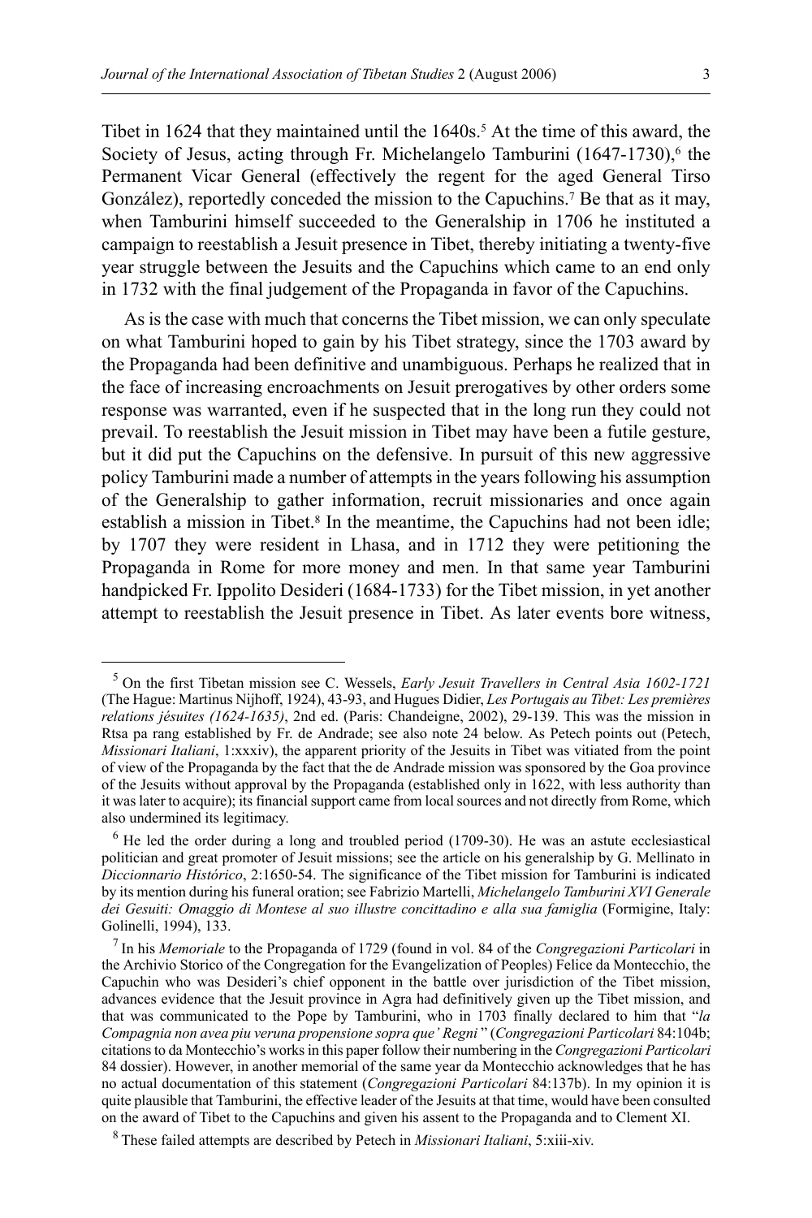Tibet in 1624 that they maintained until the 1640s.[5] At the time of this award, the Society of Jesus, acting through Fr. Michelangelo Tamburini (1647-1730),[6] the Permanent Vicar General (effectively the regent for the aged General Tirso González), reportedly conceded the mission to the Capuchins.[7] Be that as it may, when Tamburini himself succeeded to the Generalship in 1706 he instituted a campaign to reestablish a Jesuit presence in Tibet, thereby initiating a twenty-five year struggle between the Jesuits and the Capuchins which came to an end only in 1732 with the final judgement of the Propaganda in favor of the Capuchins.

As is the case with much that concerns the Tibet mission, we can only speculate on what Tamburini hoped to gain by his Tibet strategy, since the 1703 award by the Propaganda had been definitive and unambiguous. Perhaps he realized that in the face of increasing encroachments on Jesuit prerogatives by other orders some response was warranted, even if he suspected that in the long run they could not prevail. To reestablish the Jesuit mission in Tibet may have been a futile gesture, but it did put the Capuchins on the defensive. In pursuit of this new aggressive policy Tamburini made a number of attempts in the years following his assumption of the Generalship to gather information, recruit missionaries and once again establish a mission in Tibet.[8] In the meantime, the Capuchins had not been idle; by 1707 they were resident in Lhasa, and in 1712 they were petitioning the Propaganda in Rome for more money and men. In that same year Tamburini handpicked Fr. Ippolito Desideri (1684-1733) for the Tibet mission, in yet another attempt to reestablish the Jesuit presence in Tibet. As later events bore witness,

---

[5] On the first Tibetan mission see C. Wessels, *Early Jesuit Travellers in Central Asia 1602-1721* (The Hague: Martinus Nijhoff, 1924), 43-93, and Hugues Didier, *Les Portugais au Tibet: Les premières relations jésuites (1624-1635)*, 2nd ed. (Paris: Chandeigne, 2002), 29-139. This was the mission in Rtsa pa rang established by Fr. de Andrade; see also note 24 below. As Petech points out (Petech, *Missionari Italiani*, 1:xxxiv), the apparent priority of the Jesuits in Tibet was vitiated from the point of view of the Propaganda by the fact that the de Andrade mission was sponsored by the Goa province of the Jesuits without approval by the Propaganda (established only in 1622, with less authority than it was later to acquire); its financial support came from local sources and not directly from Rome, which also undermined its legitimacy.

[6] He led the order during a long and troubled period (1709-30). He was an astute ecclesiastical politician and great promoter of Jesuit missions; see the article on his generalship by G. Mellinato in *Diccionnario Histórico*, 2:1650-54. The significance of the Tibet mission for Tamburini is indicated by its mention during his funeral oration; see Fabrizio Martelli, *Michelangelo Tamburini XVI Generale dei Gesuiti: Omaggio di Montese al suo illustre concittadino e alla sua famiglia* (Formigine, Italy: Golinelli, 1994), 133.

[7] In his *Memoriale* to the Propaganda of 1729 (found in vol. 84 of the *Congregazioni Particolari* in the Archivio Storico of the Congregation for the Evangelization of Peoples) Felice da Montecchio, the Capuchin who was Desideri's chief opponent in the battle over jurisdiction of the Tibet mission, advances evidence that the Jesuit province in Agra had definitively given up the Tibet mission, and that was communicated to the Pope by Tamburini, who in 1703 finally declared to him that "*la Compagnia non avea piu veruna propensione sopra que' Regni* " (*Congregazioni Particolari* 84:104b; citations to da Montecchio's works in this paper follow their numbering in the *Congregazioni Particolari* 84 dossier). However, in another memorial of the same year da Montecchio acknowledges that he has no actual documentation of this statement (*Congregazioni Particolari* 84:137b). In my opinion it is quite plausible that Tamburini, the effective leader of the Jesuits at that time, would have been consulted on the award of Tibet to the Capuchins and given his assent to the Propaganda and to Clement XI.

[8] These failed attempts are described by Petech in *Missionari Italiani*, 5:xiii-xiv.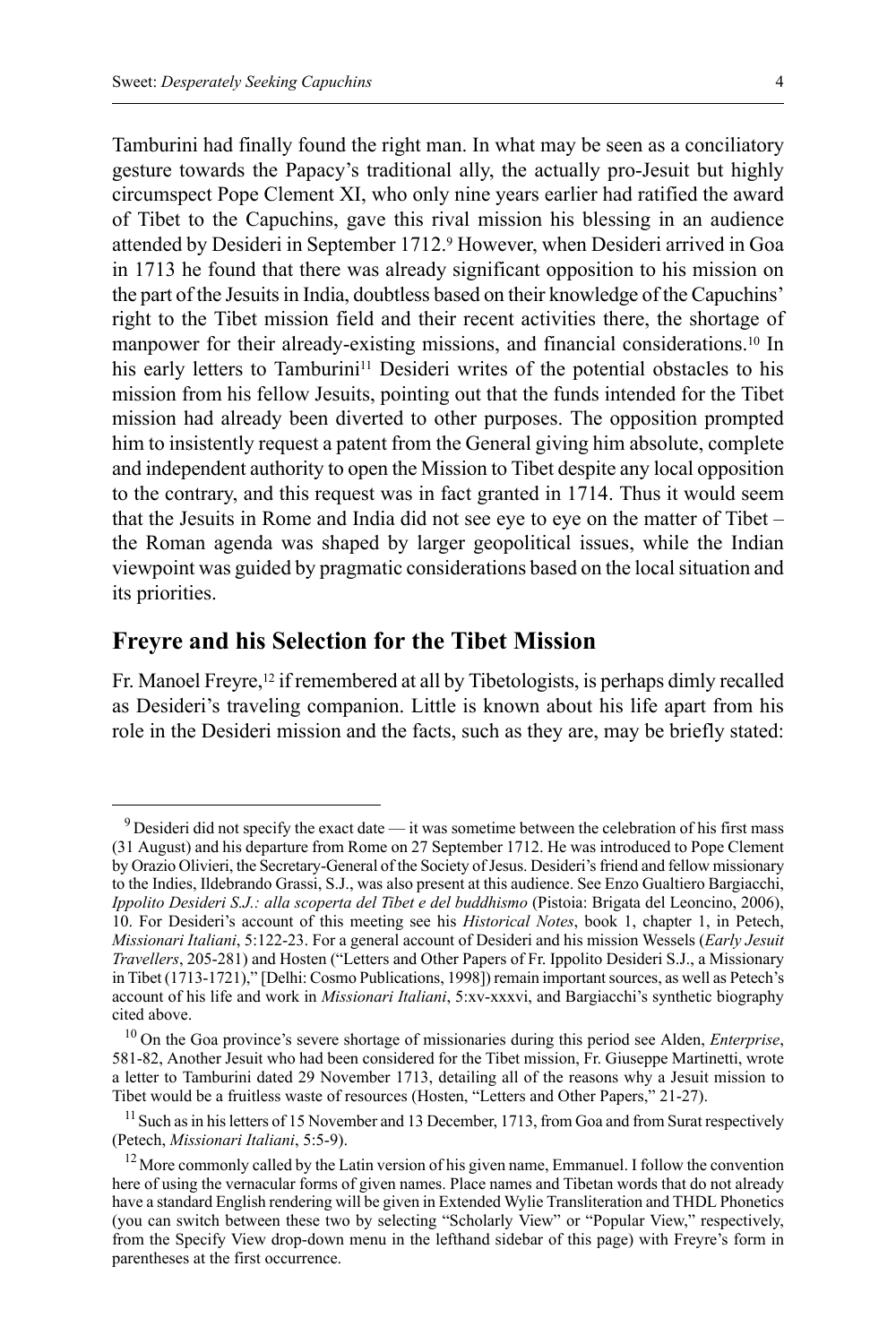Tamburini had finally found the right man. In what may be seen as a conciliatory gesture towards the Papacy's traditional ally, the actually pro-Jesuit but highly circumspect Pope Clement XI, who only nine years earlier had ratified the award of Tibet to the Capuchins, gave this rival mission his blessing in an audience attended by Desideri in September 1712.[9] However, when Desideri arrived in Goa in 1713 he found that there was already significant opposition to his mission on the part of the Jesuits in India, doubtless based on their knowledge of the Capuchins' right to the Tibet mission field and their recent activities there, the shortage of manpower for their already-existing missions, and financial considerations.[10] In his early letters to Tamburini[11] Desideri writes of the potential obstacles to his mission from his fellow Jesuits, pointing out that the funds intended for the Tibet mission had already been diverted to other purposes. The opposition prompted him to insistently request a patent from the General giving him absolute, complete and independent authority to open the Mission to Tibet despite any local opposition to the contrary, and this request was in fact granted in 1714. Thus it would seem that the Jesuits in Rome and India did not see eye to eye on the matter of Tibet – the Roman agenda was shaped by larger geopolitical issues, while the Indian viewpoint was guided by pragmatic considerations based on the local situation and its priorities.

## Freyre and his Selection for the Tibet Mission

Fr. Manoel Freyre,[12] if remembered at all by Tibetologists, is perhaps dimly recalled as Desideri's traveling companion. Little is known about his life apart from his role in the Desideri mission and the facts, such as they are, may be briefly stated:

---

[9] Desideri did not specify the exact date — it was sometime between the celebration of his first mass (31 August) and his departure from Rome on 27 September 1712. He was introduced to Pope Clement by Orazio Olivieri, the Secretary-General of the Society of Jesus. Desideri's friend and fellow missionary to the Indies, Ildebrando Grassi, S.J., was also present at this audience. See Enzo Gualtiero Bargiacchi, *Ippolito Desideri S.J.: alla scoperta del Tibet e del buddhismo* (Pistoia: Brigata del Leoncino, 2006), 10. For Desideri's account of this meeting see his *Historical Notes*, book 1, chapter 1, in Petech, *Missionari Italiani*, 5:122-23. For a general account of Desideri and his mission Wessels (*Early Jesuit Travellers*, 205-281) and Hosten ("Letters and Other Papers of Fr. Ippolito Desideri S.J., a Missionary in Tibet (1713-1721)," [Delhi: Cosmo Publications, 1998]) remain important sources, as well as Petech's account of his life and work in *Missionari Italiani*, 5:xv-xxxvi, and Bargiacchi's synthetic biography cited above.

[10] On the Goa province's severe shortage of missionaries during this period see Alden, *Enterprise*, 581-82, Another Jesuit who had been considered for the Tibet mission, Fr. Giuseppe Martinetti, wrote a letter to Tamburini dated 29 November 1713, detailing all of the reasons why a Jesuit mission to Tibet would be a fruitless waste of resources (Hosten, "Letters and Other Papers," 21-27).

[11] Such as in his letters of 15 November and 13 December, 1713, from Goa and from Surat respectively (Petech, *Missionari Italiani*, 5:5-9).

[12] More commonly called by the Latin version of his given name, Emmanuel. I follow the convention here of using the vernacular forms of given names. Place names and Tibetan words that do not already have a standard English rendering will be given in Extended Wylie Transliteration and THDL Phonetics (you can switch between these two by selecting "Scholarly View" or "Popular View," respectively, from the Specify View drop-down menu in the lefthand sidebar of this page) with Freyre's form in parentheses at the first occurrence.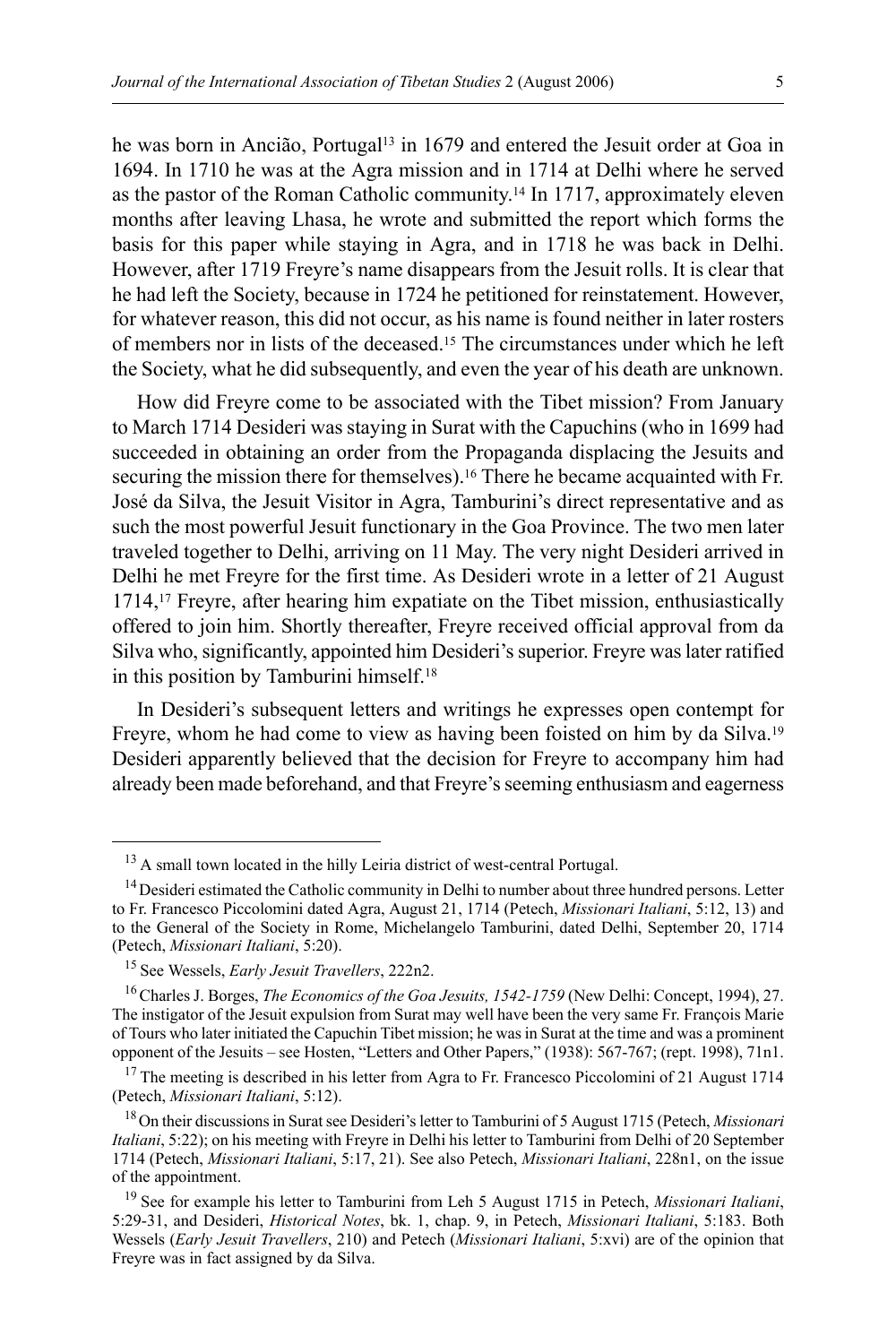he was born in Anción, Portugal[13] in 1679 and entered the Jesuit order at Goa in 1694. In 1710 he was at the Agra mission and in 1714 at Delhi where he served as the pastor of the Roman Catholic community.[14] In 1717, approximately eleven months after leaving Lhasa, he wrote and submitted the report which forms the basis for this paper while staying in Agra, and in 1718 he was back in Delhi. However, after 1719 Freyre's name disappears from the Jesuit rolls. It is clear that he had left the Society, because in 1724 he petitioned for reinstatement. However, for whatever reason, this did not occur, as his name is found neither in later rosters of members nor in lists of the deceased.[15] The circumstances under which he left the Society, what he did subsequently, and even the year of his death are unknown.

How did Freyre come to be associated with the Tibet mission? From January to March 1714 Desideri was staying in Surat with the Capuchins (who in 1699 had succeeded in obtaining an order from the Propaganda displacing the Jesuits and securing the mission there for themselves).[16] There he became acquainted with Fr. José da Silva, the Jesuit Visitor in Agra, Tamburini's direct representative and as such the most powerful Jesuit functionary in the Goa Province. The two men later traveled together to Delhi, arriving on 11 May. The very night Desideri arrived in Delhi he met Freyre for the first time. As Desideri wrote in a letter of 21 August 1714,[17] Freyre, after hearing him expatiate on the Tibet mission, enthusiastically offered to join him. Shortly thereafter, Freyre received official approval from da Silva who, significantly, appointed him Desideri's superior. Freyre was later ratified in this position by Tamburini himself.[18]

In Desideri's subsequent letters and writings he expresses open contempt for Freyre, whom he had come to view as having been foisted on him by da Silva.[19] Desideri apparently believed that the decision for Freyre to accompany him had already been made beforehand, and that Freyre's seeming enthusiasm and eagerness

---

[13] A small town located in the hilly Leiria district of west-central Portugal.

[14] Desideri estimated the Catholic community in Delhi to number about three hundred persons. Letter to Fr. Francesco Piccolomini dated Agra, August 21, 1714 (Petech, *Missionari Italiani*, 5:12, 13) and to the General of the Society in Rome, Michelangelo Tamburini, dated Delhi, September 20, 1714 (Petech, *Missionari Italiani*, 5:20).

[15] See Wessels, *Early Jesuit Travellers*, 222n2.

[16] Charles J. Borges, *The Economics of the Goa Jesuits, 1542-1759* (New Delhi: Concept, 1994), 27. The instigator of the Jesuit expulsion from Surat may well have been the very same Fr. François Marie of Tours who later initiated the Capuchin Tibet mission; he was in Surat at the time and was a prominent opponent of the Jesuits – see Hosten, "Letters and Other Papers," (1938): 567-767; (rept. 1998), 71n1.

[17] The meeting is described in his letter from Agra to Fr. Francesco Piccolomini of 21 August 1714 (Petech, *Missionari Italiani*, 5:12).

[18] On their discussions in Surat see Desideri's letter to Tamburini of 5 August 1715 (Petech, *Missionari Italiani*, 5:22); on his meeting with Freyre in Delhi his letter to Tamburini from Delhi of 20 September 1714 (Petech, *Missionari Italiani*, 5:17, 21). See also Petech, *Missionari Italiani*, 228n1, on the issue of the appointment.

[19] See for example his letter to Tamburini from Leh 5 August 1715 in Petech, *Missionari Italiani*, 5:29-31, and Desideri, *Historical Notes*, bk. 1, chap. 9, in Petech, *Missionari Italiani*, 5:183. Both Wessels (*Early Jesuit Travellers*, 210) and Petech (*Missionari Italiani*, 5:xvi) are of the opinion that Freyre was in fact assigned by da Silva.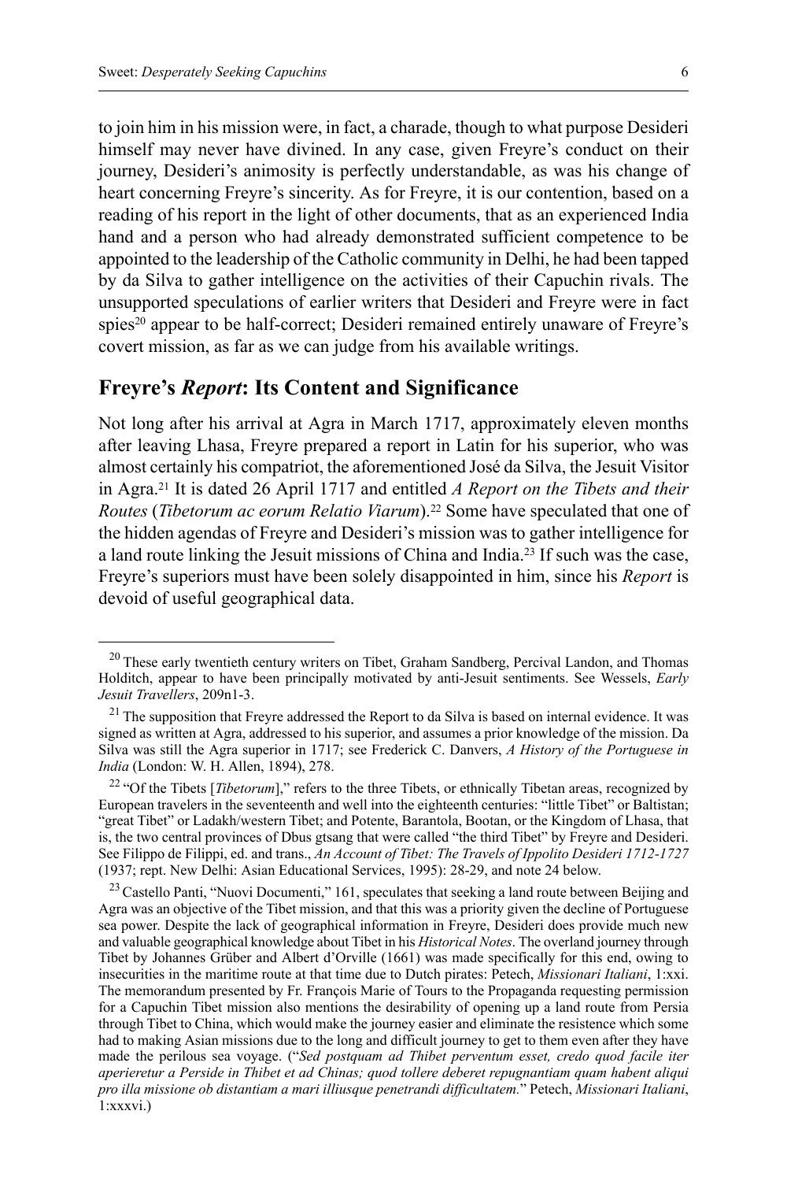to join him in his mission were, in fact, a charade, though to what purpose Desideri himself may never have divined. In any case, given Freyre's conduct on their journey, Desideri's animosity is perfectly understandable, as was his change of heart concerning Freyre's sincerity. As for Freyre, it is our contention, based on a reading of his report in the light of other documents, that as an experienced India hand and a person who had already demonstrated sufficient competence to be appointed to the leadership of the Catholic community in Delhi, he had been tapped by da Silva to gather intelligence on the activities of their Capuchin rivals. The unsupported speculations of earlier writers that Desideri and Freyre were in fact spies[20] appear to be half-correct; Desideri remained entirely unaware of Freyre's covert mission, as far as we can judge from his available writings.

## Freyre's *Report*: Its Content and Significance

Not long after his arrival at Agra in March 1717, approximately eleven months after leaving Lhasa, Freyre prepared a report in Latin for his superior, who was almost certainly his compatriot, the aforementioned José da Silva, the Jesuit Visitor in Agra.[21] It is dated 26 April 1717 and entitled *A Report on the Tibets and their Routes* (*Tibetorum ac eorum Relatio Viarum*).[22] Some have speculated that one of the hidden agendas of Freyre and Desideri's mission was to gather intelligence for a land route linking the Jesuit missions of China and India.[23] If such was the case, Freyre's superiors must have been solely disappointed in him, since his *Report* is devoid of useful geographical data.

---

[20] These early twentieth century writers on Tibet, Graham Sandberg, Percival Landon, and Thomas Holditch, appear to have been principally motivated by anti-Jesuit sentiments. See Wessels, *Early Jesuit Travellers*, 209n1-3.

[21] The supposition that Freyre addressed the Report to da Silva is based on internal evidence. It was signed as written at Agra, addressed to his superior, and assumes a prior knowledge of the mission. Da Silva was still the Agra superior in 1717; see Frederick C. Danvers, *A History of the Portuguese in India* (London: W. H. Allen, 1894), 278.

[22] "Of the Tibets [*Tibetorum*]," refers to the three Tibets, or ethnically Tibetan areas, recognized by European travelers in the seventeenth and well into the eighteenth centuries: "little Tibet" or Baltistan; "great Tibet" or Ladakh/western Tibet; and Potente, Barantola, Bootan, or the Kingdom of Lhasa, that is, the two central provinces of Dbus gtsang that were called "the third Tibet" by Freyre and Desideri. See Filippo de Filippi, ed. and trans., *An Account of Tibet: The Travels of Ippolito Desideri 1712-1727* (1937; rept. New Delhi: Asian Educational Services, 1995): 28-29, and note 24 below.

[23] Castello Panti, "Nuovi Documenti," 161, speculates that seeking a land route between Beijing and Agra was an objective of the Tibet mission, and that this was a priority given the decline of Portuguese sea power. Despite the lack of geographical information in Freyre, Desideri does provide much new and valuable geographical knowledge about Tibet in his *Historical Notes*. The overland journey through Tibet by Johannes Grüber and Albert d'Orville (1661) was made specifically for this end, owing to insecurities in the maritime route at that time due to Dutch pirates: Petech, *Missionari Italiani*, 1:xxi. The memorandum presented by Fr. François Marie of Tours to the Propaganda requesting permission for a Capuchin Tibet mission also mentions the desirability of opening up a land route from Persia through Tibet to China, which would make the journey easier and eliminate the resistence which some had to making Asian missions due to the long and difficult journey to get to them even after they have made the perilous sea voyage. ("*Sed postquam ad Thibet perventum esset, credo quod facile iter aperieretur a Perside in Thibet et ad Chinas; quod tollere deberet repugnantiam quam habent aliqui pro illa missione ob distantiam a mari illiusque penetrandi difficultatem.*" Petech, *Missionari Italiani*, 1:xxxvi.)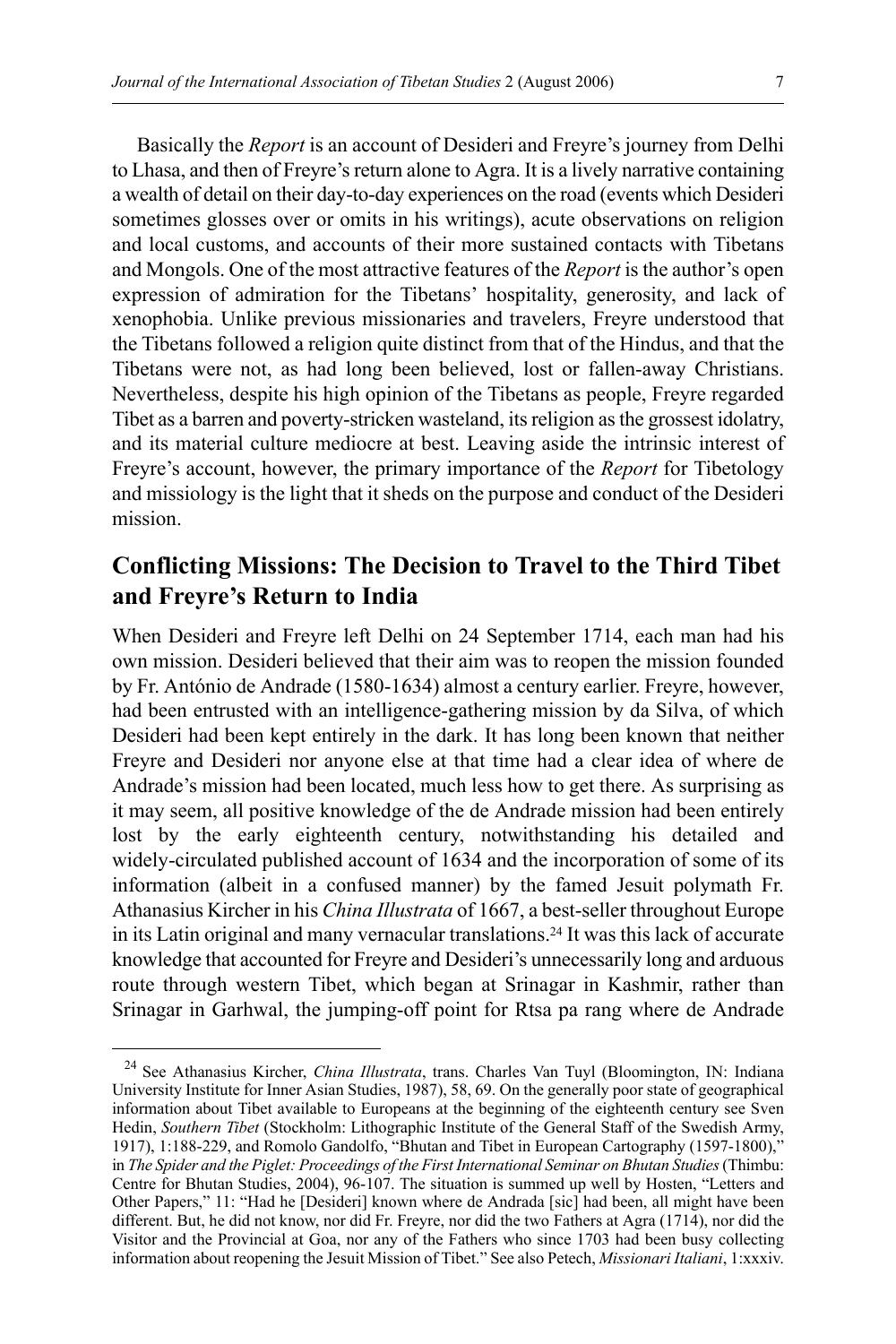Basically the *Report* is an account of Desideri and Freyre's journey from Delhi to Lhasa, and then of Freyre's return alone to Agra. It is a lively narrative containing a wealth of detail on their day-to-day experiences on the road (events which Desideri sometimes glosses over or omits in his writings), acute observations on religion and local customs, and accounts of their more sustained contacts with Tibetans and Mongols. One of the most attractive features of the *Report* is the author's open expression of admiration for the Tibetans' hospitality, generosity, and lack of xenophobia. Unlike previous missionaries and travelers, Freyre understood that the Tibetans followed a religion quite distinct from that of the Hindus, and that the Tibetans were not, as had long been believed, lost or fallen-away Christians. Nevertheless, despite his high opinion of the Tibetans as people, Freyre regarded Tibet as a barren and poverty-stricken wasteland, its religion as the grossest idolatry, and its material culture mediocre at best. Leaving aside the intrinsic interest of Freyre's account, however, the primary importance of the *Report* for Tibetology and missiology is the light that it sheds on the purpose and conduct of the Desideri mission.

## Conflicting Missions: The Decision to Travel to the Third Tibet and Freyre's Return to India

When Desideri and Freyre left Delhi on 24 September 1714, each man had his own mission. Desideri believed that their aim was to reopen the mission founded by Fr. António de Andrade (1580-1634) almost a century earlier. Freyre, however, had been entrusted with an intelligence-gathering mission by da Silva, of which Desideri had been kept entirely in the dark. It has long been known that neither Freyre and Desideri nor anyone else at that time had a clear idea of where de Andrade's mission had been located, much less how to get there. As surprising as it may seem, all positive knowledge of the de Andrade mission had been entirely lost by the early eighteenth century, notwithstanding his detailed and widely-circulated published account of 1634 and the incorporation of some of its information (albeit in a confused manner) by the famed Jesuit polymath Fr. Athanasius Kircher in his *China Illustrata* of 1667, a best-seller throughout Europe in its Latin original and many vernacular translations.[24] It was this lack of accurate knowledge that accounted for Freyre and Desideri's unnecessarily long and arduous route through western Tibet, which began at Srinagar in Kashmir, rather than Srinagar in Garhwal, the jumping-off point for Rtsa pa rang where de Andrade

---

[24] See Athanasius Kircher, *China Illustrata*, trans. Charles Van Tuyl (Bloomington, IN: Indiana University Institute for Inner Asian Studies, 1987), 58, 69. On the generally poor state of geographical information about Tibet available to Europeans at the beginning of the eighteenth century see Sven Hedin, *Southern Tibet* (Stockholm: Lithographic Institute of the General Staff of the Swedish Army, 1917), 1:188-229, and Romolo Gandolfo, "Bhutan and Tibet in European Cartography (1597-1800)," in *The Spider and the Piglet: Proceedings of the First International Seminar on Bhutan Studies* (Thimbu: Centre for Bhutan Studies, 2004), 96-107. The situation is summed up well by Hosten, "Letters and Other Papers," 11: "Had he [Desideri] known where de Andrada [sic] had been, all might have been different. But, he did not know, nor did Fr. Freyre, nor did the two Fathers at Agra (1714), nor did the Visitor and the Provincial at Goa, nor any of the Fathers who since 1703 had been busy collecting information about reopening the Jesuit Mission of Tibet." See also Petech, *Missionari Italiani*, 1:xxxiv.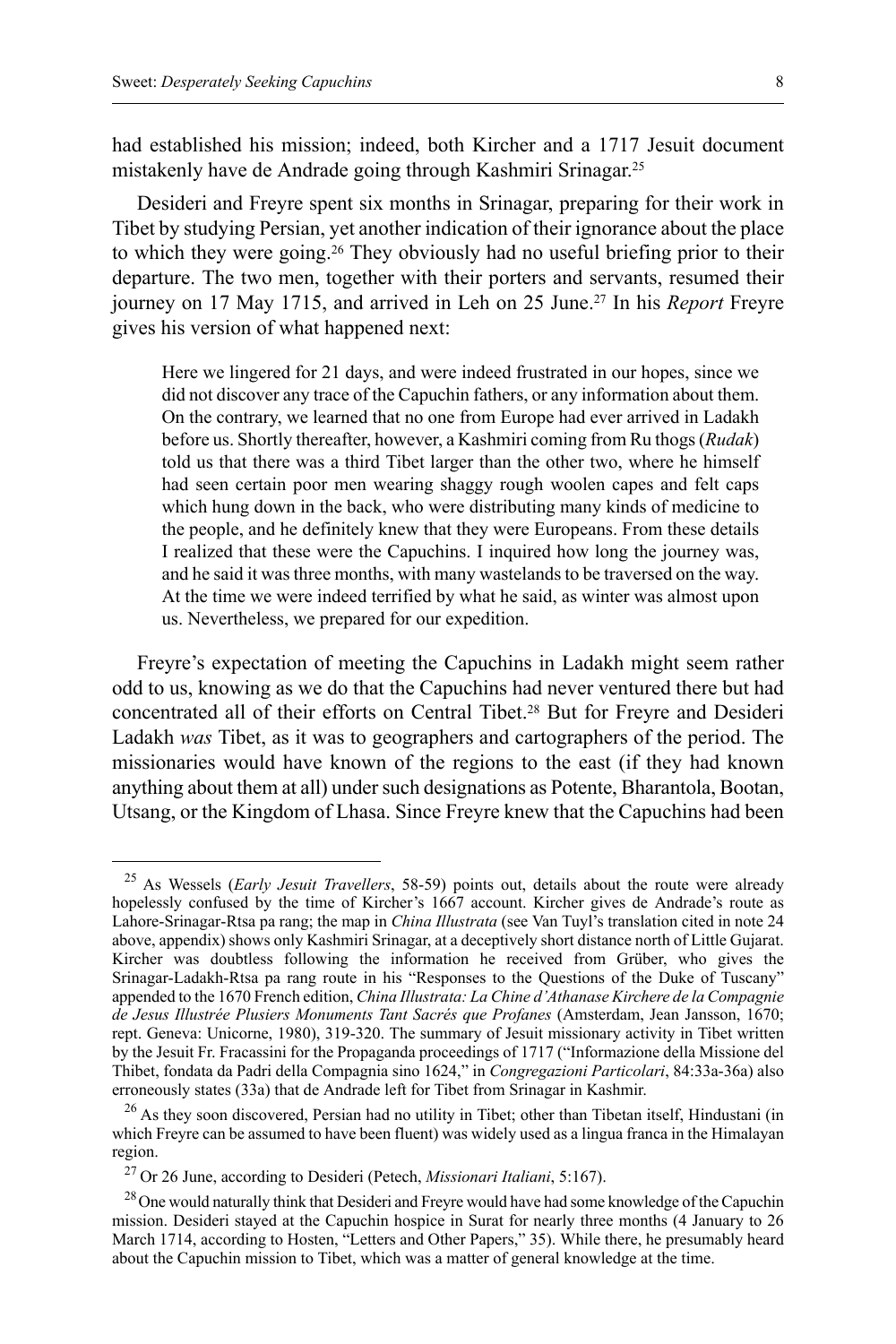had established his mission; indeed, both Kircher and a 1717 Jesuit document mistakenly have de Andrade going through Kashmiri Srinagar.[25]

Desideri and Freyre spent six months in Srinagar, preparing for their work in Tibet by studying Persian, yet another indication of their ignorance about the place to which they were going.[26] They obviously had no useful briefing prior to their departure. The two men, together with their porters and servants, resumed their journey on 17 May 1715, and arrived in Leh on 25 June.[27] In his *Report* Freyre gives his version of what happened next:

> Here we lingered for 21 days, and were indeed frustrated in our hopes, since we did not discover any trace of the Capuchin fathers, or any information about them. On the contrary, we learned that no one from Europe had ever arrived in Ladakh before us. Shortly thereafter, however, a Kashmiri coming from Ru thogs (*Rudak*) told us that there was a third Tibet larger than the other two, where he himself had seen certain poor men wearing shaggy rough woolen capes and felt caps which hung down in the back, who were distributing many kinds of medicine to the people, and he definitely knew that they were Europeans. From these details I realized that these were the Capuchins. I inquired how long the journey was, and he said it was three months, with many wastelands to be traversed on the way. At the time we were indeed terrified by what he said, as winter was almost upon us. Nevertheless, we prepared for our expedition.

Freyre's expectation of meeting the Capuchins in Ladakh might seem rather odd to us, knowing as we do that the Capuchins had never ventured there but had concentrated all of their efforts on Central Tibet.[28] But for Freyre and Desideri Ladakh *was* Tibet, as it was to geographers and cartographers of the period. The missionaries would have known of the regions to the east (if they had known anything about them at all) under such designations as Potente, Bharantola, Bootan, Utsang, or the Kingdom of Lhasa. Since Freyre knew that the Capuchins had been

---

[25] As Wessels (*Early Jesuit Travellers*, 58-59) points out, details about the route were already hopelessly confused by the time of Kircher's 1667 account. Kircher gives de Andrade's route as Lahore-Srinagar-Rtsa pa rang; the map in *China Illustrata* (see Van Tuyl's translation cited in note 24 above, appendix) shows only Kashmiri Srinagar, at a deceptively short distance north of Little Gujarat. Kircher was doubtless following the information he received from Grüber, who gives the Srinagar-Ladakh-Rtsa pa rang route in his "Responses to the Questions of the Duke of Tuscany" appended to the 1670 French edition, *China Illustrata: La Chine d'Athanase Kirchere de la Compagnie de Jesus Illustrée Plusiers Monuments Tant Sacrés que Profanes* (Amsterdam, Jean Jansson, 1670; rept. Geneva: Unicorne, 1980), 319-320. The summary of Jesuit missionary activity in Tibet written by the Jesuit Fr. Fracassini for the Propaganda proceedings of 1717 ("Informazione della Missione del Thibet, fondata da Padri della Compagnia sino 1624," in *Congregazioni Particolari*, 84:33a-36a) also erroneously states (33a) that de Andrade left for Tibet from Srinagar in Kashmir.

[26] As they soon discovered, Persian had no utility in Tibet; other than Tibetan itself, Hindustani (in which Freyre can be assumed to have been fluent) was widely used as a lingua franca in the Himalayan region.

[27] Or 26 June, according to Desideri (Petech, *Missionari Italiani*, 5:167).

[28] One would naturally think that Desideri and Freyre would have had some knowledge of the Capuchin mission. Desideri stayed at the Capuchin hospice in Surat for nearly three months (4 January to 26 March 1714, according to Hosten, "Letters and Other Papers," 35). While there, he presumably heard about the Capuchin mission to Tibet, which was a matter of general knowledge at the time.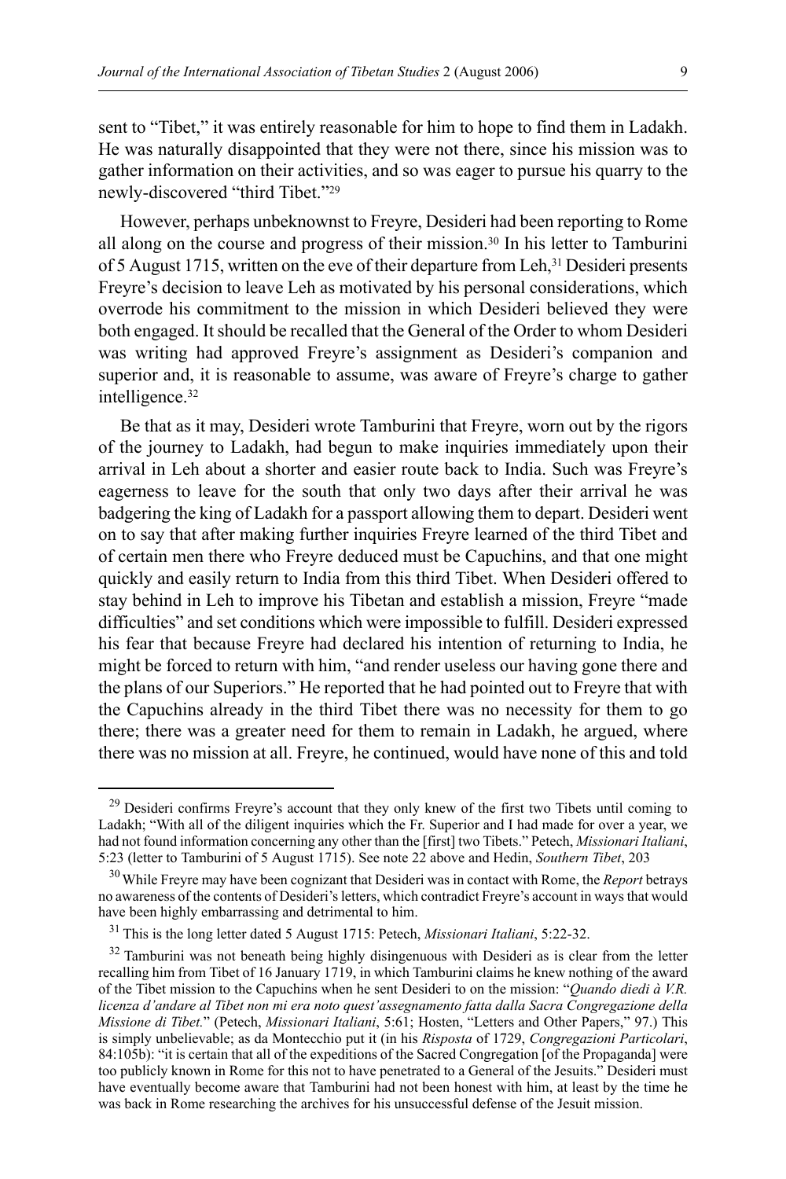sent to "Tibet," it was entirely reasonable for him to hope to find them in Ladakh. He was naturally disappointed that they were not there, since his mission was to gather information on their activities, and so was eager to pursue his quarry to the newly-discovered "third Tibet."[29]

However, perhaps unbeknownst to Freyre, Desideri had been reporting to Rome all along on the course and progress of their mission.[30] In his letter to Tamburini of 5 August 1715, written on the eve of their departure from Leh,[31] Desideri presents Freyre's decision to leave Leh as motivated by his personal considerations, which overrode his commitment to the mission in which Desideri believed they were both engaged. It should be recalled that the General of the Order to whom Desideri was writing had approved Freyre's assignment as Desideri's companion and superior and, it is reasonable to assume, was aware of Freyre's charge to gather intelligence.[32]

Be that as it may, Desideri wrote Tamburini that Freyre, worn out by the rigors of the journey to Ladakh, had begun to make inquiries immediately upon their arrival in Leh about a shorter and easier route back to India. Such was Freyre's eagerness to leave for the south that only two days after their arrival he was badgering the king of Ladakh for a passport allowing them to depart. Desideri went on to say that after making further inquiries Freyre learned of the third Tibet and of certain men there who Freyre deduced must be Capuchins, and that one might quickly and easily return to India from this third Tibet. When Desideri offered to stay behind in Leh to improve his Tibetan and establish a mission, Freyre "made difficulties" and set conditions which were impossible to fulfill. Desideri expressed his fear that because Freyre had declared his intention of returning to India, he might be forced to return with him, "and render useless our having gone there and the plans of our Superiors." He reported that he had pointed out to Freyre that with the Capuchins already in the third Tibet there was no necessity for them to go there; there was a greater need for them to remain in Ladakh, he argued, where there was no mission at all. Freyre, he continued, would have none of this and told

---

[29] Desideri confirms Freyre's account that they only knew of the first two Tibets until coming to Ladakh; "With all of the diligent inquiries which the Fr. Superior and I had made for over a year, we had not found information concerning any other than the [first] two Tibets." Petech, *Missionari Italiani*, 5:23 (letter to Tamburini of 5 August 1715). See note 22 above and Hedin, *Southern Tibet*, 203

[30] While Freyre may have been cognizant that Desideri was in contact with Rome, the *Report* betrays no awareness of the contents of Desideri's letters, which contradict Freyre's account in ways that would have been highly embarrassing and detrimental to him.

[31] This is the long letter dated 5 August 1715: Petech, *Missionari Italiani*, 5:22-32.

[32] Tamburini was not beneath being highly disingenuous with Desideri as is clear from the letter recalling him from Tibet of 16 January 1719, in which Tamburini claims he knew nothing of the award of the Tibet mission to the Capuchins when he sent Desideri to on the mission: "*Quando diedi à V.R. licenza d'andare al Tibet non mi era noto quest'assegnamento fatta dalla Sacra Congregazione della Missione di Tibet.*" (Petech, *Missionari Italiani*, 5:61; Hosten, "Letters and Other Papers," 97.) This is simply unbelievable; as da Montecchio put it (in his *Risposta* of 1729, *Congregazioni Particolari*, 84:105b): "it is certain that all of the expeditions of the Sacred Congregation [of the Propaganda] were too publicly known in Rome for this not to have penetrated to a General of the Jesuits." Desideri must have eventually become aware that Tamburini had not been honest with him, at least by the time he was back in Rome researching the archives for his unsuccessful defense of the Jesuit mission.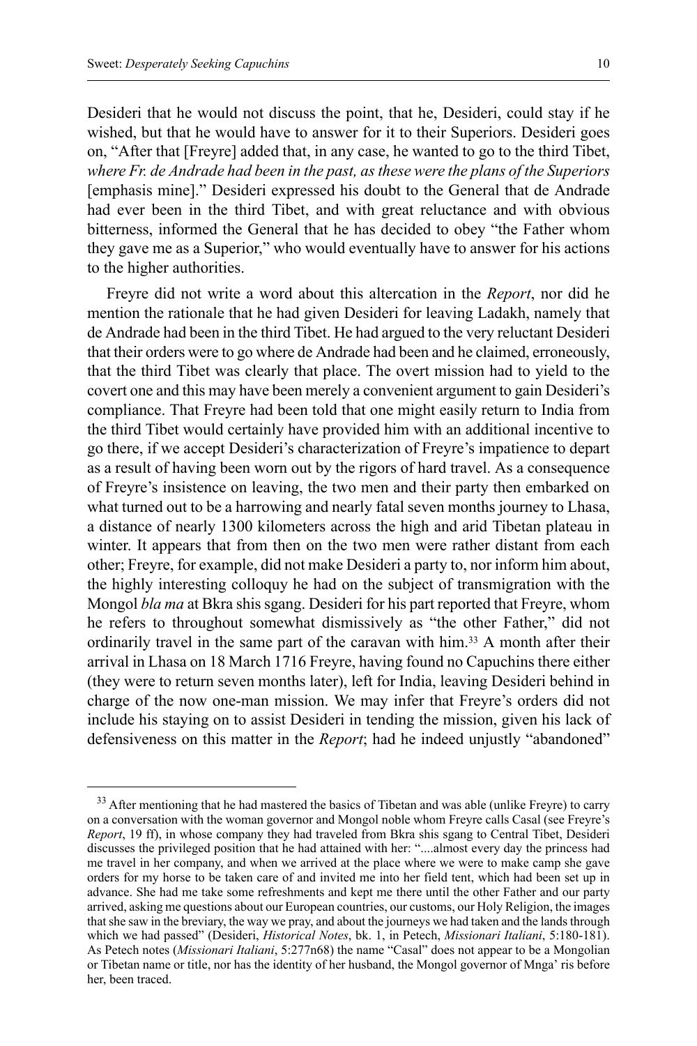Desideri that he would not discuss the point, that he, Desideri, could stay if he wished, but that he would have to answer for it to their Superiors. Desideri goes on, "After that [Freyre] added that, in any case, he wanted to go to the third Tibet, *where Fr. de Andrade had been in the past, as these were the plans of the Superiors* [emphasis mine]." Desideri expressed his doubt to the General that de Andrade had ever been in the third Tibet, and with great reluctance and with obvious bitterness, informed the General that he has decided to obey "the Father whom they gave me as a Superior," who would eventually have to answer for his actions to the higher authorities.

Freyre did not write a word about this altercation in the *Report*, nor did he mention the rationale that he had given Desideri for leaving Ladakh, namely that de Andrade had been in the third Tibet. He had argued to the very reluctant Desideri that their orders were to go where de Andrade had been and he claimed, erroneously, that the third Tibet was clearly that place. The overt mission had to yield to the covert one and this may have been merely a convenient argument to gain Desideri's compliance. That Freyre had been told that one might easily return to India from the third Tibet would certainly have provided him with an additional incentive to go there, if we accept Desideri's characterization of Freyre's impatience to depart as a result of having been worn out by the rigors of hard travel. As a consequence of Freyre's insistence on leaving, the two men and their party then embarked on what turned out to be a harrowing and nearly fatal seven months journey to Lhasa, a distance of nearly 1300 kilometers across the high and arid Tibetan plateau in winter. It appears that from then on the two men were rather distant from each other; Freyre, for example, did not make Desideri a party to, nor inform him about, the highly interesting colloquy he had on the subject of transmigration with the Mongol *bla ma* at Bkra shis sgang. Desideri for his part reported that Freyre, whom he refers to throughout somewhat dismissively as "the other Father," did not ordinarily travel in the same part of the caravan with him.[33] A month after their arrival in Lhasa on 18 March 1716 Freyre, having found no Capuchins there either (they were to return seven months later), left for India, leaving Desideri behind in charge of the now one-man mission. We may infer that Freyre's orders did not include his staying on to assist Desideri in tending the mission, given his lack of defensiveness on this matter in the *Report*; had he indeed unjustly "abandoned"

[33] After mentioning that he had mastered the basics of Tibetan and was able (unlike Freyre) to carry on a conversation with the woman governor and Mongol noble whom Freyre calls Casal (see Freyre's *Report*, 19 ff), in whose company they had traveled from Bkra shis sgang to Central Tibet, Desideri discusses the privileged position that he had attained with her: "....almost every day the princess had me travel in her company, and when we arrived at the place where we were to make camp she gave orders for my horse to be taken care of and invited me into her field tent, which had been set up in advance. She had me take some refreshments and kept me there until the other Father and our party arrived, asking me questions about our European countries, our customs, our Holy Religion, the images that she saw in the breviary, the way we pray, and about the journeys we had taken and the lands through which we had passed" (Desideri, *Historical Notes*, bk. 1, in Petech, *Missionari Italiani*, 5:180-181). As Petech notes (*Missionari Italiani*, 5:277n68) the name "Casal" does not appear to be a Mongolian or Tibetan name or title, nor has the identity of her husband, the Mongol governor of Mnga' ris before her, been traced.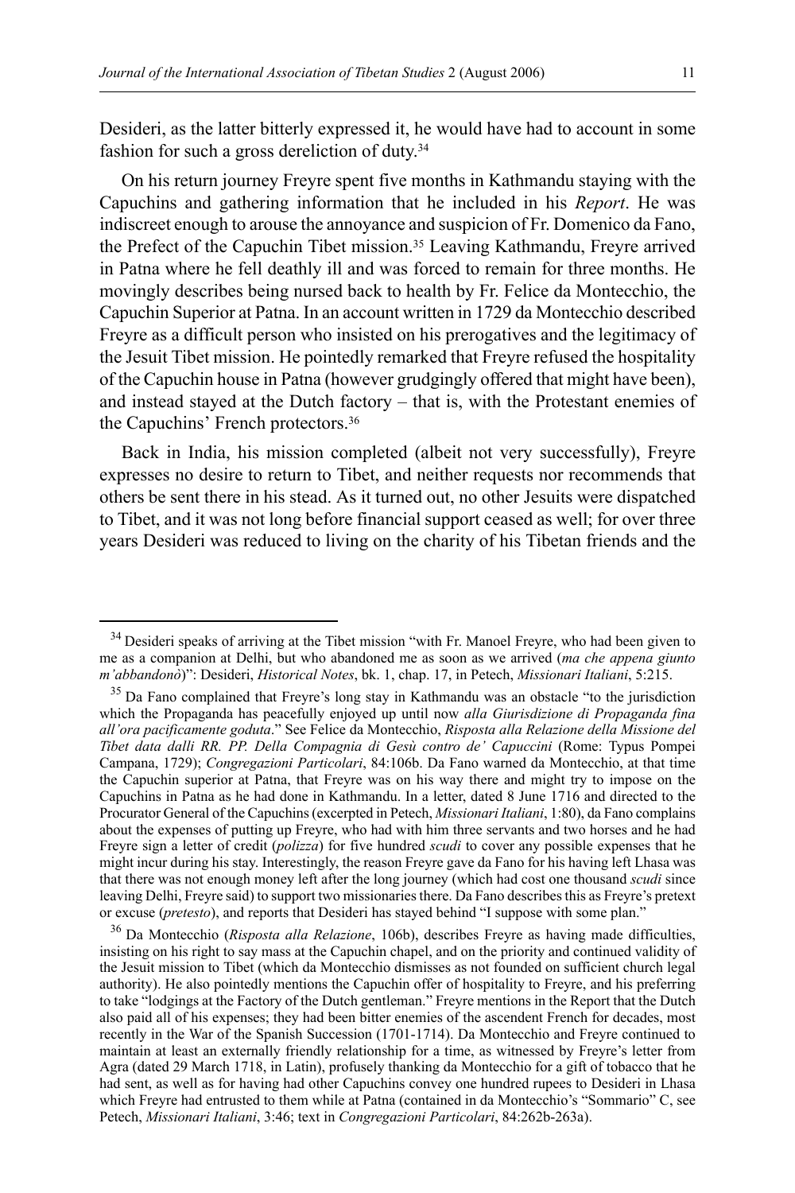Desideri, as the latter bitterly expressed it, he would have had to account in some fashion for such a gross dereliction of duty.[34]

On his return journey Freyre spent five months in Kathmandu staying with the Capuchins and gathering information that he included in his *Report*. He was indiscreet enough to arouse the annoyance and suspicion of Fr. Domenico da Fano, the Prefect of the Capuchin Tibet mission.[35] Leaving Kathmandu, Freyre arrived in Patna where he fell deathly ill and was forced to remain for three months. He movingly describes being nursed back to health by Fr. Felice da Montecchio, the Capuchin Superior at Patna. In an account written in 1729 da Montecchio described Freyre as a difficult person who insisted on his prerogatives and the legitimacy of the Jesuit Tibet mission. He pointedly remarked that Freyre refused the hospitality of the Capuchin house in Patna (however grudgingly offered that might have been), and instead stayed at the Dutch factory – that is, with the Protestant enemies of the Capuchins' French protectors.[36]

Back in India, his mission completed (albeit not very successfully), Freyre expresses no desire to return to Tibet, and neither requests nor recommends that others be sent there in his stead. As it turned out, no other Jesuits were dispatched to Tibet, and it was not long before financial support ceased as well; for over three years Desideri was reduced to living on the charity of his Tibetan friends and the

---

[34] Desideri speaks of arriving at the Tibet mission "with Fr. Manoel Freyre, who had been given to me as a companion at Delhi, but who abandoned me as soon as we arrived (*ma che appena giunto m'abbandonò*)": Desideri, *Historical Notes*, bk. 1, chap. 17, in Petech, *Missionari Italiani*, 5:215.

[35] Da Fano complained that Freyre's long stay in Kathmandu was an obstacle "to the jurisdiction which the Propaganda has peacefully enjoyed up until now *alla Giurisdizione di Propaganda fina all'ora pacificamente goduta*." See Felice da Montecchio, *Risposta alla Relazione della Missione del Tibet data dalli RR. PP. Della Compagnia di Gesù contro de' Capuccini* (Rome: Typus Pompei Campana, 1729); *Congregazioni Particolari*, 84:106b. Da Fano warned da Montecchio, at that time the Capuchin superior at Patna, that Freyre was on his way there and might try to impose on the Capuchins in Patna as he had done in Kathmandu. In a letter, dated 8 June 1716 and directed to the Procurator General of the Capuchins (excerpted in Petech, *Missionari Italiani*, 1:80), da Fano complains about the expenses of putting up Freyre, who had with him three servants and two horses and he had Freyre sign a letter of credit (*polizza*) for five hundred *scudi* to cover any possible expenses that he might incur during his stay. Interestingly, the reason Freyre gave da Fano for his having left Lhasa was that there was not enough money left after the long journey (which had cost one thousand *scudi* since leaving Delhi, Freyre said) to support two missionaries there. Da Fano describes this as Freyre's pretext or excuse (*pretesto*), and reports that Desideri has stayed behind "I suppose with some plan."

[36] Da Montecchio (*Risposta alla Relazione*, 106b), describes Freyre as having made difficulties, insisting on his right to say mass at the Capuchin chapel, and on the priority and continued validity of the Jesuit mission to Tibet (which da Montecchio dismisses as not founded on sufficient church legal authority). He also pointedly mentions the Capuchin offer of hospitality to Freyre, and his preferring to take "lodgings at the Factory of the Dutch gentleman." Freyre mentions in the Report that the Dutch also paid all of his expenses; they had been bitter enemies of the ascendent French for decades, most recently in the War of the Spanish Succession (1701-1714). Da Montecchio and Freyre continued to maintain at least an externally friendly relationship for a time, as witnessed by Freyre's letter from Agra (dated 29 March 1718, in Latin), profusely thanking da Montecchio for a gift of tobacco that he had sent, as well as for having had other Capuchins convey one hundred rupees to Desideri in Lhasa which Freyre had entrusted to them while at Patna (contained in da Montecchio's "Sommario" C, see Petech, *Missionari Italiani*, 3:46; text in *Congregazioni Particolari*, 84:262b-263a).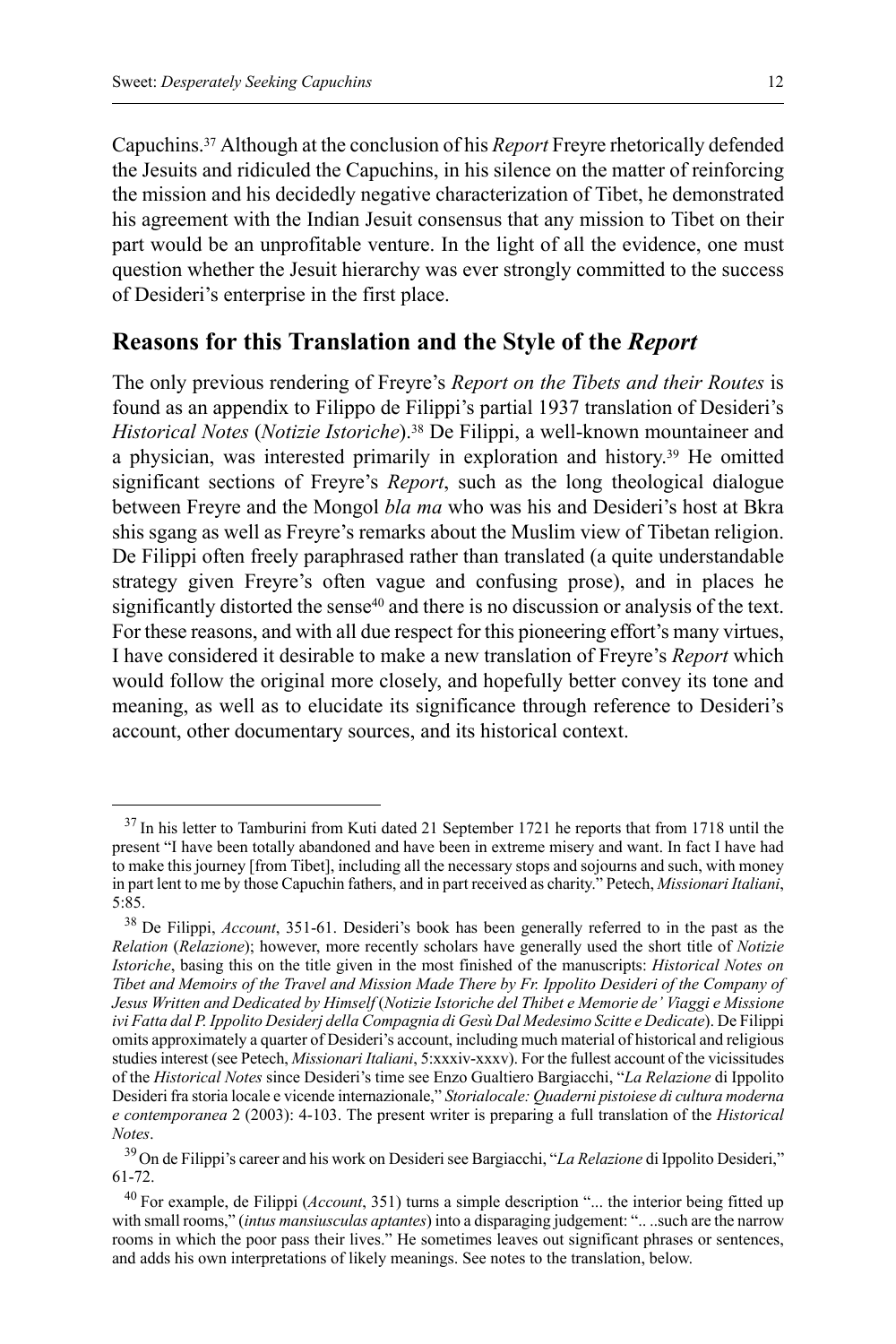Capuchins.[37] Although at the conclusion of his *Report* Freyre rhetorically defended the Jesuits and ridiculed the Capuchins, in his silence on the matter of reinforcing the mission and his decidedly negative characterization of Tibet, he demonstrated his agreement with the Indian Jesuit consensus that any mission to Tibet on their part would be an unprofitable venture. In the light of all the evidence, one must question whether the Jesuit hierarchy was ever strongly committed to the success of Desideri's enterprise in the first place.

## Reasons for this Translation and the Style of the *Report*

The only previous rendering of Freyre's *Report on the Tibets and their Routes* is found as an appendix to Filippo de Filippi's partial 1937 translation of Desideri's *Historical Notes* (*Notizie Istoriche*).[38] De Filippi, a well-known mountaineer and a physician, was interested primarily in exploration and history.[39] He omitted significant sections of Freyre's *Report*, such as the long theological dialogue between Freyre and the Mongol *bla ma* who was his and Desideri's host at Bkra shis sgang as well as Freyre's remarks about the Muslim view of Tibetan religion. De Filippi often freely paraphrased rather than translated (a quite understandable strategy given Freyre's often vague and confusing prose), and in places he significantly distorted the sense[40] and there is no discussion or analysis of the text. For these reasons, and with all due respect for this pioneering effort's many virtues, I have considered it desirable to make a new translation of Freyre's *Report* which would follow the original more closely, and hopefully better convey its tone and meaning, as well as to elucidate its significance through reference to Desideri's account, other documentary sources, and its historical context.

---

[37] In his letter to Tamburini from Kuti dated 21 September 1721 he reports that from 1718 until the present "I have been totally abandoned and have been in extreme misery and want. In fact I have had to make this journey [from Tibet], including all the necessary stops and sojourns and such, with money in part lent to me by those Capuchin fathers, and in part received as charity." Petech, *Missionari Italiani*, 5:85.

[38] De Filippi, *Account*, 351-61. Desideri's book has been generally referred to in the past as the *Relation* (*Relazione*); however, more recently scholars have generally used the short title of *Notizie Istoriche*, basing this on the title given in the most finished of the manuscripts: *Historical Notes on Tibet and Memoirs of the Travel and Mission Made There by Fr. Ippolito Desideri of the Company of Jesus Written and Dedicated by Himself* (*Notizie Istoriche del Thibet e Memorie de' Viaggi e Missione ivi Fatta dal P. Ippolito Desiderj della Compagnia di Gesù Dal Medesimo Scitte e Dedicate*). De Filippi omits approximately a quarter of Desideri's account, including much material of historical and religious studies interest (see Petech, *Missionari Italiani*, 5:xxxiv-xxxv). For the fullest account of the vicissitudes of the *Historical Notes* since Desideri's time see Enzo Gualtiero Bargiacchi, "*La Relazione* di Ippolito Desideri fra storia locale e vicende internazionale," *Storialocale: Quaderni pistoiese di cultura moderna e contemporanea* 2 (2003): 4-103. The present writer is preparing a full translation of the *Historical Notes*.

[39] On de Filippi's career and his work on Desideri see Bargiacchi, "*La Relazione* di Ippolito Desideri," 61-72.

[40] For example, de Filippi (*Account*, 351) turns a simple description "... the interior being fitted up with small rooms," (*intus mansiusculas aptantes*) into a disparaging judgement: ".. ..such are the narrow rooms in which the poor pass their lives." He sometimes leaves out significant phrases or sentences, and adds his own interpretations of likely meanings. See notes to the translation, below.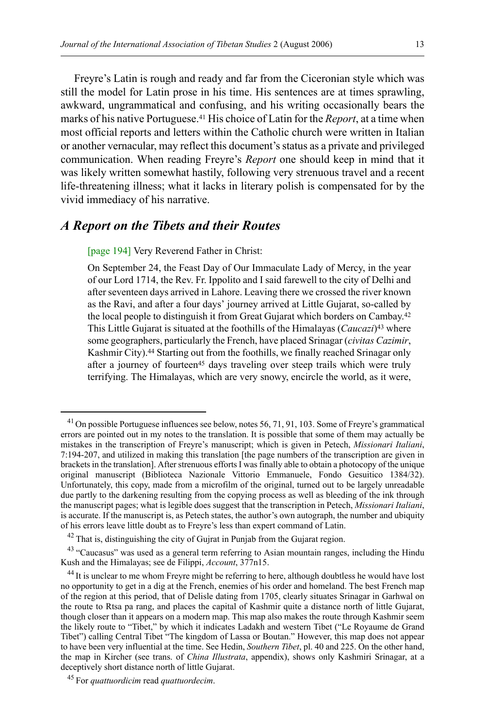Freyre's Latin is rough and ready and far from the Ciceronian style which was still the model for Latin prose in his time. His sentences are at times sprawling, awkward, ungrammatical and confusing, and his writing occasionally bears the marks of his native Portuguese.[41] His choice of Latin for the *Report*, at a time when most official reports and letters within the Catholic church were written in Italian or another vernacular, may reflect this document's status as a private and privileged communication. When reading Freyre's *Report* one should keep in mind that it was likely written somewhat hastily, following very strenuous travel and a recent life-threatening illness; what it lacks in literary polish is compensated for by the vivid immediacy of his narrative.

## *A Report on the Tibets and their Routes*

> [page 194] Very Reverend Father in Christ:
>
> On September 24, the Feast Day of Our Immaculate Lady of Mercy, in the year of our Lord 1714, the Rev. Fr. Ippolito and I said farewell to the city of Delhi and after seventeen days arrived in Lahore. Leaving there we crossed the river known as the Ravi, and after a four days' journey arrived at Little Gujarat, so-called by the local people to distinguish it from Great Gujarat which borders on Cambay.[42] This Little Gujarat is situated at the foothills of the Himalayas (*Caucazi*)[43] where some geographers, particularly the French, have placed Srinagar (*civitas Cazimir*, Kashmir City).[44] Starting out from the foothills, we finally reached Srinagar only after a journey of fourteen[45] days traveling over steep trails which were truly terrifying. The Himalayas, which are very snowy, encircle the world, as it were,

---

[41] On possible Portuguese influences see below, notes 56, 71, 91, 103. Some of Freyre's grammatical errors are pointed out in my notes to the translation. It is possible that some of them may actually be mistakes in the transcription of Freyre's manuscript; which is given in Petech, *Missionari Italiani*, 7:194-207, and utilized in making this translation [the page numbers of the transcription are given in brackets in the translation]. After strenuous efforts I was finally able to obtain a photocopy of the unique original manuscript (Biblioteca Nazionale Vittorio Emmanuele, Fondo Gesuitico 1384/32). Unfortunately, this copy, made from a microfilm of the original, turned out to be largely unreadable due partly to the darkening resulting from the copying process as well as bleeding of the ink through the manuscript pages; what is legible does suggest that the transcription in Petech, *Missionari Italiani*, is accurate. If the manuscript is, as Petech states, the author's own autograph, the number and ubiquity of his errors leave little doubt as to Freyre's less than expert command of Latin.

[42] That is, distinguishing the city of Gujrat in Punjab from the Gujarat region.

[43] "Caucasus" was used as a general term referring to Asian mountain ranges, including the Hindu Kush and the Himalayas; see de Filippi, *Account*, 377n15.

[44] It is unclear to me whom Freyre might be referring to here, although doubtless he would have lost no opportunity to get in a dig at the French, enemies of his order and homeland. The best French map of the region at this period, that of Delisle dating from 1705, clearly situates Srinagar in Garhwal on the route to Rtsa pa rang, and places the capital of Kashmir quite a distance north of little Gujarat, though closer than it appears on a modern map. This map also makes the route through Kashmir seem the likely route to "Tibet," by which it indicates Ladakh and western Tibet ("Le Royaume de Grand Tibet") calling Central Tibet "The kingdom of Lassa or Boutan." However, this map does not appear to have been very influential at the time. See Hedin, *Southern Tibet*, pl. 40 and 225. On the other hand, the map in Kircher (see trans. of *China Illustrata*, appendix), shows only Kashmiri Srinagar, at a deceptively short distance north of little Gujarat.

[45] For *quattuordicim* read *quattuordecim*.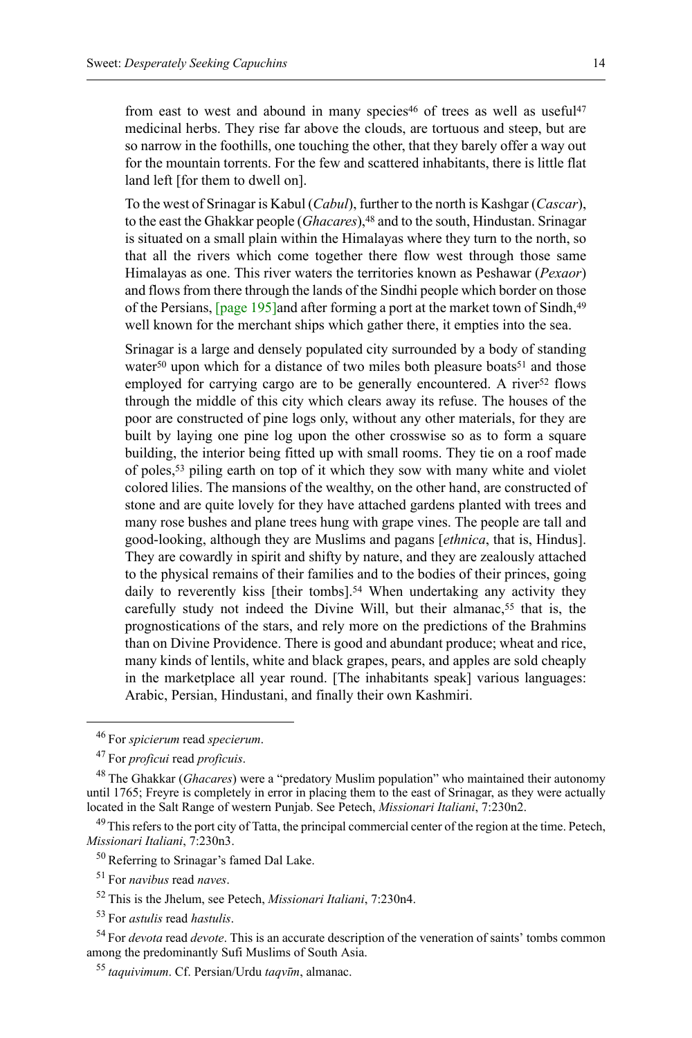from east to west and abound in many species[46] of trees as well as useful[47] medicinal herbs. They rise far above the clouds, are tortuous and steep, but are so narrow in the foothills, one touching the other, that they barely offer a way out for the mountain torrents. For the few and scattered inhabitants, there is little flat land left [for them to dwell on].

To the west of Srinagar is Kabul (*Cabul*), further to the north is Kashgar (*Cascar*), to the east the Ghakkar people (*Ghacares*),[48] and to the south, Hindustan. Srinagar is situated on a small plain within the Himalayas where they turn to the north, so that all the rivers which come together there flow west through those same Himalayas as one. This river waters the territories known as Peshawar (*Pexaor*) and flows from there through the lands of the Sindhi people which border on those of the Persians, [page 195]and after forming a port at the market town of Sindh,[49] well known for the merchant ships which gather there, it empties into the sea.

Srinagar is a large and densely populated city surrounded by a body of standing water[50] upon which for a distance of two miles both pleasure boats[51] and those employed for carrying cargo are to be generally encountered. A river[52] flows through the middle of this city which clears away its refuse. The houses of the poor are constructed of pine logs only, without any other materials, for they are built by laying one pine log upon the other crosswise so as to form a square building, the interior being fitted up with small rooms. They tie on a roof made of poles,[53] piling earth on top of it which they sow with many white and violet colored lilies. The mansions of the wealthy, on the other hand, are constructed of stone and are quite lovely for they have attached gardens planted with trees and many rose bushes and plane trees hung with grape vines. The people are tall and good-looking, although they are Muslims and pagans [*ethnica*, that is, Hindus]. They are cowardly in spirit and shifty by nature, and they are zealously attached to the physical remains of their families and to the bodies of their princes, going daily to reverently kiss [their tombs].[54] When undertaking any activity they carefully study not indeed the Divine Will, but their almanac,[55] that is, the prognostications of the stars, and rely more on the predictions of the Brahmins than on Divine Providence. There is good and abundant produce; wheat and rice, many kinds of lentils, white and black grapes, pears, and apples are sold cheaply in the marketplace all year round. [The inhabitants speak] various languages: Arabic, Persian, Hindustani, and finally their own Kashmiri.

---

[46] For *spicierum* read *specierum*.

[47] For *proficui* read *proficuis*.

[48] The Ghakkar (*Ghacares*) were a "predatory Muslim population" who maintained their autonomy until 1765; Freyre is completely in error in placing them to the east of Srinagar, as they were actually located in the Salt Range of western Punjab. See Petech, *Missionari Italiani*, 7:230n2.

[49] This refers to the port city of Tatta, the principal commercial center of the region at the time. Petech, *Missionari Italiani*, 7:230n3.

[50] Referring to Srinagar's famed Dal Lake.

[51] For *navibus* read *naves*.

[52] This is the Jhelum, see Petech, *Missionari Italiani*, 7:230n4.

[53] For *astulis* read *hastulis*.

[54] For *devota* read *devote*. This is an accurate description of the veneration of saints' tombs common among the predominantly Sufi Muslims of South Asia.

[55] *taquivimum*. Cf. Persian/Urdu *taqvīm*, almanac.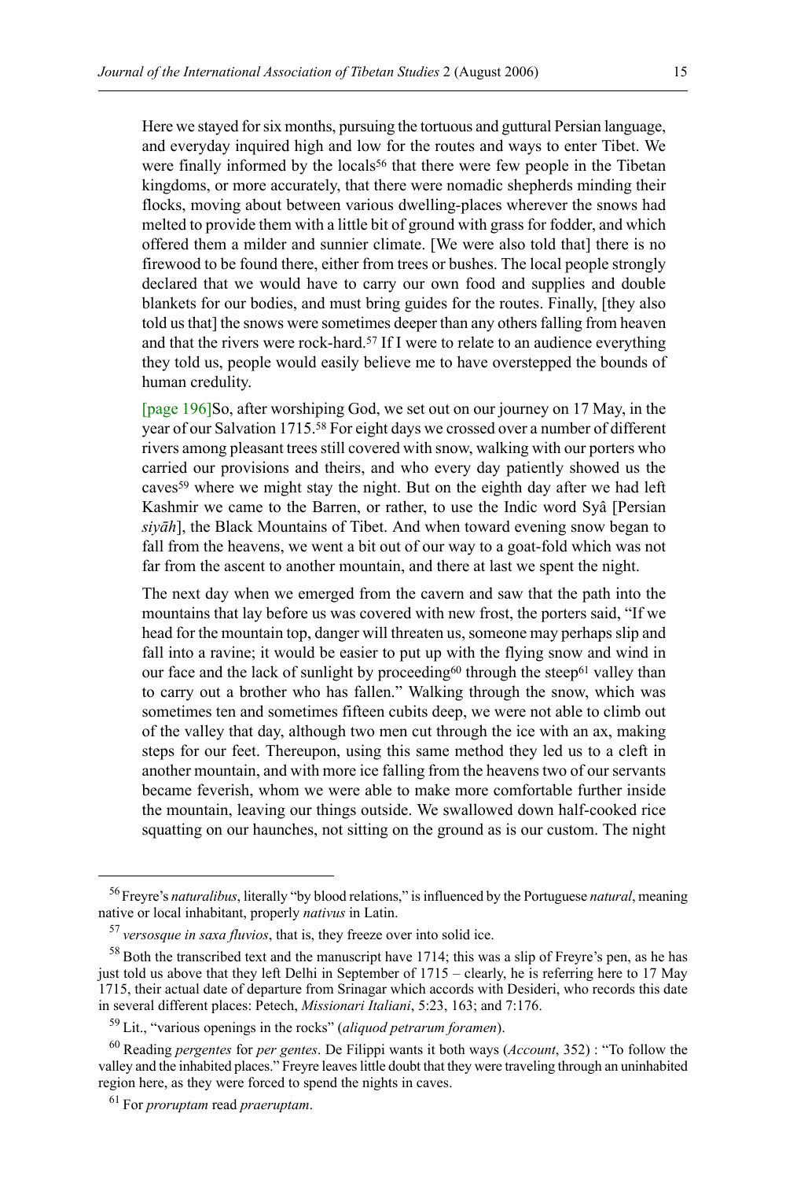Here we stayed for six months, pursuing the tortuous and guttural Persian language, and everyday inquired high and low for the routes and ways to enter Tibet. We were finally informed by the locals[56] that there were few people in the Tibetan kingdoms, or more accurately, that there were nomadic shepherds minding their flocks, moving about between various dwelling-places wherever the snows had melted to provide them with a little bit of ground with grass for fodder, and which offered them a milder and sunnier climate. [We were also told that] there is no firewood to be found there, either from trees or bushes. The local people strongly declared that we would have to carry our own food and supplies and double blankets for our bodies, and must bring guides for the routes. Finally, [they also told us that] the snows were sometimes deeper than any others falling from heaven and that the rivers were rock-hard.[57] If I were to relate to an audience everything they told us, people would easily believe me to have overstepped the bounds of human credulity.

[page 196]So, after worshiping God, we set out on our journey on 17 May, in the year of our Salvation 1715.[58] For eight days we crossed over a number of different rivers among pleasant trees still covered with snow, walking with our porters who carried our provisions and theirs, and who every day patiently showed us the caves[59] where we might stay the night. But on the eighth day after we had left Kashmir we came to the Barren, or rather, to use the Indic word Syâ [Persian *siyāh*], the Black Mountains of Tibet. And when toward evening snow began to fall from the heavens, we went a bit out of our way to a goat-fold which was not far from the ascent to another mountain, and there at last we spent the night.

The next day when we emerged from the cavern and saw that the path into the mountains that lay before us was covered with new frost, the porters said, "If we head for the mountain top, danger will threaten us, someone may perhaps slip and fall into a ravine; it would be easier to put up with the flying snow and wind in our face and the lack of sunlight by proceeding[60] through the steep[61] valley than to carry out a brother who has fallen." Walking through the snow, which was sometimes ten and sometimes fifteen cubits deep, we were not able to climb out of the valley that day, although two men cut through the ice with an ax, making steps for our feet. Thereupon, using this same method they led us to a cleft in another mountain, and with more ice falling from the heavens two of our servants became feverish, whom we were able to make more comfortable further inside the mountain, leaving our things outside. We swallowed down half-cooked rice squatting on our haunches, not sitting on the ground as is our custom. The night

---

[56] Freyre's *naturalibus*, literally "by blood relations," is influenced by the Portuguese *natural*, meaning native or local inhabitant, properly *nativus* in Latin.

[57] *versosque in saxa fluvios*, that is, they freeze over into solid ice.

[58] Both the transcribed text and the manuscript have 1714; this was a slip of Freyre's pen, as he has just told us above that they left Delhi in September of 1715 – clearly, he is referring here to 17 May 1715, their actual date of departure from Srinagar which accords with Desideri, who records this date in several different places: Petech, *Missionari Italiani*, 5:23, 163; and 7:176.

[59] Lit., "various openings in the rocks" (*aliquod petrarum foramen*).

[60] Reading *pergentes* for *per gentes*. De Filippi wants it both ways (*Account*, 352) : "To follow the valley and the inhabited places." Freyre leaves little doubt that they were traveling through an uninhabited region here, as they were forced to spend the nights in caves.

[61] For *proruptam* read *praeruptam*.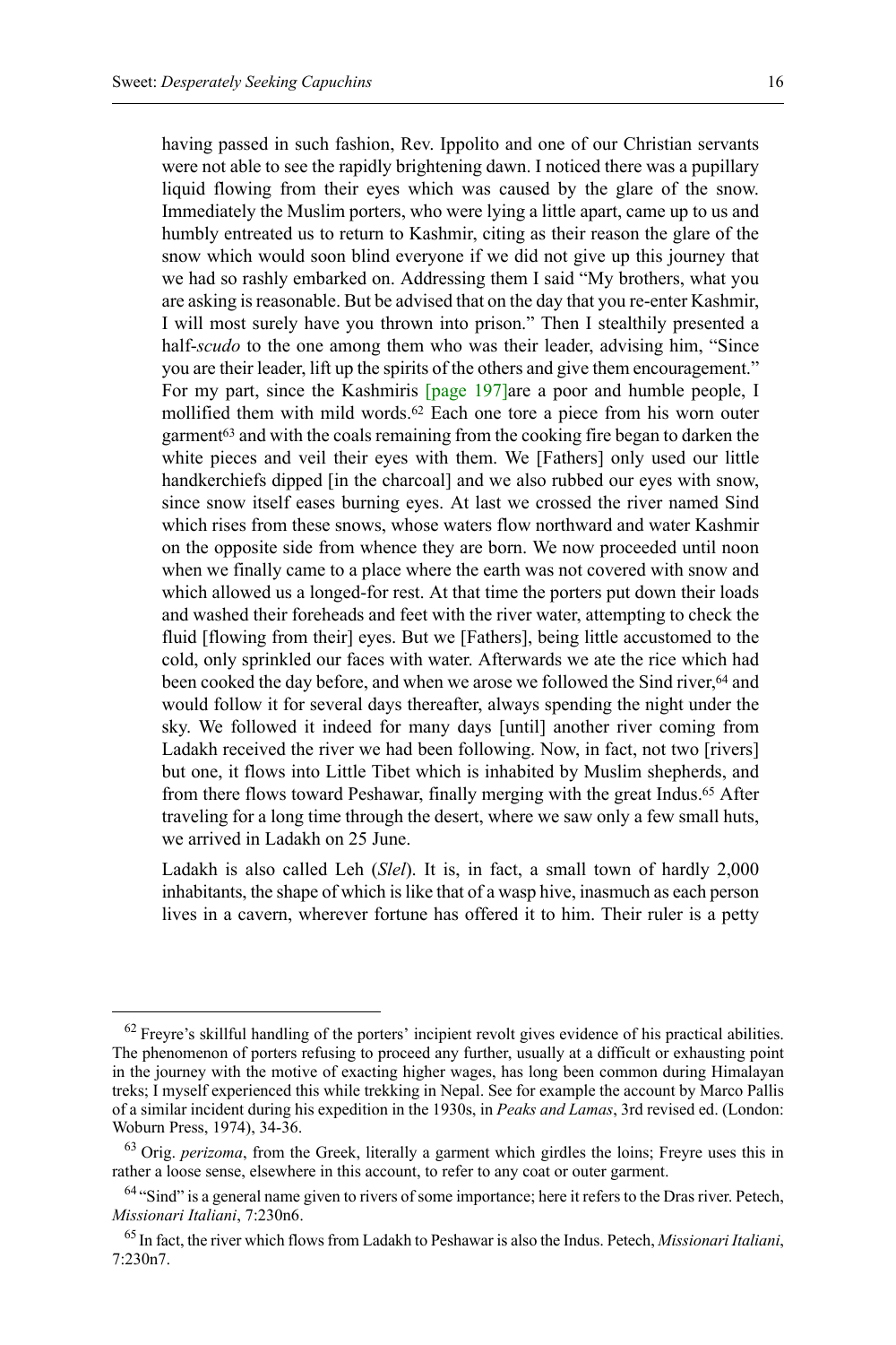having passed in such fashion, Rev. Ippolito and one of our Christian servants were not able to see the rapidly brightening dawn. I noticed there was a pupillary liquid flowing from their eyes which was caused by the glare of the snow. Immediately the Muslim porters, who were lying a little apart, came up to us and humbly entreated us to return to Kashmir, citing as their reason the glare of the snow which would soon blind everyone if we did not give up this journey that we had so rashly embarked on. Addressing them I said "My brothers, what you are asking is reasonable. But be advised that on the day that you re-enter Kashmir, I will most surely have you thrown into prison." Then I stealthily presented a half-*scudo* to the one among them who was their leader, advising him, "Since you are their leader, lift up the spirits of the others and give them encouragement." For my part, since the Kashmiris [page 197]are a poor and humble people, I mollified them with mild words.[62] Each one tore a piece from his worn outer garment[63] and with the coals remaining from the cooking fire began to darken the white pieces and veil their eyes with them. We [Fathers] only used our little handkerchiefs dipped [in the charcoal] and we also rubbed our eyes with snow, since snow itself eases burning eyes. At last we crossed the river named Sind which rises from these snows, whose waters flow northward and water Kashmir on the opposite side from whence they are born. We now proceeded until noon when we finally came to a place where the earth was not covered with snow and which allowed us a longed-for rest. At that time the porters put down their loads and washed their foreheads and feet with the river water, attempting to check the fluid [flowing from their] eyes. But we [Fathers], being little accustomed to the cold, only sprinkled our faces with water. Afterwards we ate the rice which had been cooked the day before, and when we arose we followed the Sind river,[64] and would follow it for several days thereafter, always spending the night under the sky. We followed it indeed for many days [until] another river coming from Ladakh received the river we had been following. Now, in fact, not two [rivers] but one, it flows into Little Tibet which is inhabited by Muslim shepherds, and from there flows toward Peshawar, finally merging with the great Indus.[65] After traveling for a long time through the desert, where we saw only a few small huts, we arrived in Ladakh on 25 June.

Ladakh is also called Leh (*Slel*). It is, in fact, a small town of hardly 2,000 inhabitants, the shape of which is like that of a wasp hive, inasmuch as each person lives in a cavern, wherever fortune has offered it to him. Their ruler is a petty

---

[62] Freyre's skillful handling of the porters' incipient revolt gives evidence of his practical abilities. The phenomenon of porters refusing to proceed any further, usually at a difficult or exhausting point in the journey with the motive of exacting higher wages, has long been common during Himalayan treks; I myself experienced this while trekking in Nepal. See for example the account by Marco Pallis of a similar incident during his expedition in the 1930s, in *Peaks and Lamas*, 3rd revised ed. (London: Woburn Press, 1974), 34-36.

[63] Orig. *perizoma*, from the Greek, literally a garment which girdles the loins; Freyre uses this in rather a loose sense, elsewhere in this account, to refer to any coat or outer garment.

[64] "Sind" is a general name given to rivers of some importance; here it refers to the Dras river. Petech, *Missionari Italiani*, 7:230n6.

[65] In fact, the river which flows from Ladakh to Peshawar is also the Indus. Petech, *Missionari Italiani*, 7:230n7.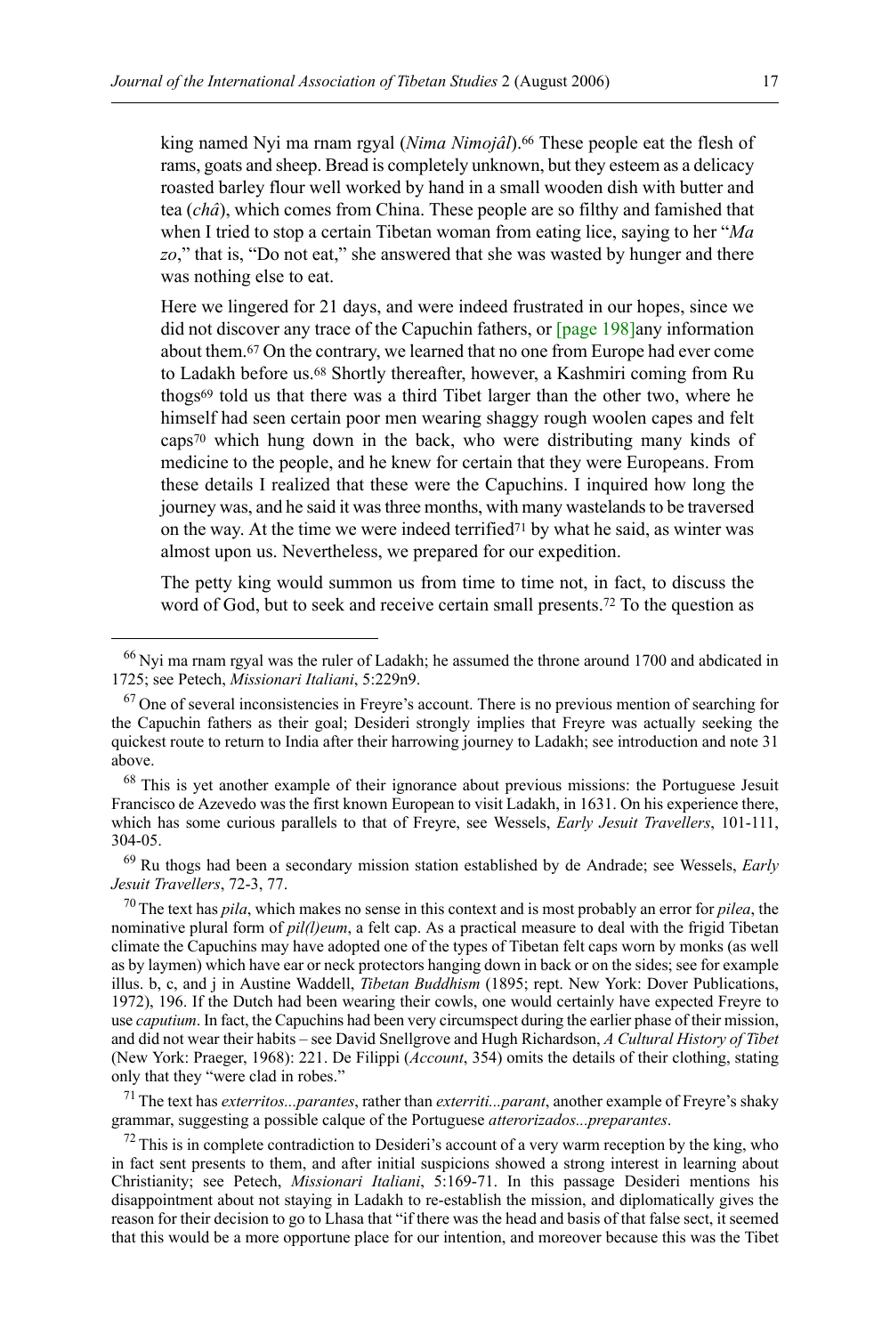king named Nyi ma rnam rgyal (*Nima Nimojâl*).[66] These people eat the flesh of rams, goats and sheep. Bread is completely unknown, but they esteem as a delicacy roasted barley flour well worked by hand in a small wooden dish with butter and tea (*châ*), which comes from China. These people are so filthy and famished that when I tried to stop a certain Tibetan woman from eating lice, saying to her "*Ma zo*," that is, "Do not eat," she answered that she was wasted by hunger and there was nothing else to eat.

Here we lingered for 21 days, and were indeed frustrated in our hopes, since we did not discover any trace of the Capuchin fathers, or [page 198]any information about them.[67] On the contrary, we learned that no one from Europe had ever come to Ladakh before us.[68] Shortly thereafter, however, a Kashmiri coming from Ru thogs[69] told us that there was a third Tibet larger than the other two, where he himself had seen certain poor men wearing shaggy rough woolen capes and felt caps[70] which hung down in the back, who were distributing many kinds of medicine to the people, and he knew for certain that they were Europeans. From these details I realized that these were the Capuchins. I inquired how long the journey was, and he said it was three months, with many wastelands to be traversed on the way. At the time we were indeed terrified[71] by what he said, as winter was almost upon us. Nevertheless, we prepared for our expedition.

The petty king would summon us from time to time not, in fact, to discuss the word of God, but to seek and receive certain small presents.[72] To the question as

---

[66] Nyi ma rnam rgyal was the ruler of Ladakh; he assumed the throne around 1700 and abdicated in 1725; see Petech, *Missionari Italiani*, 5:229n9.

[67] One of several inconsistencies in Freyre's account. There is no previous mention of searching for the Capuchin fathers as their goal; Desideri strongly implies that Freyre was actually seeking the quickest route to return to India after their harrowing journey to Ladakh; see introduction and note 31 above.

[68] This is yet another example of their ignorance about previous missions: the Portuguese Jesuit Francisco de Azevedo was the first known European to visit Ladakh, in 1631. On his experience there, which has some curious parallels to that of Freyre, see Wessels, *Early Jesuit Travellers*, 101-111, 304-05.

[69] Ru thogs had been a secondary mission station established by de Andrade; see Wessels, *Early Jesuit Travellers*, 72-3, 77.

[70] The text has *pila*, which makes no sense in this context and is most probably an error for *pilea*, the nominative plural form of *pil(l)eum*, a felt cap. As a practical measure to deal with the frigid Tibetan climate the Capuchins may have adopted one of the types of Tibetan felt caps worn by monks (as well as by laymen) which have ear or neck protectors hanging down in back or on the sides; see for example illus. b, c, and j in Austine Waddell, *Tibetan Buddhism* (1895; rept. New York: Dover Publications, 1972), 196. If the Dutch had been wearing their cowls, one would certainly have expected Freyre to use *caputium*. In fact, the Capuchins had been very circumspect during the earlier phase of their mission, and did not wear their habits – see David Snellgrove and Hugh Richardson, *A Cultural History of Tibet* (New York: Praeger, 1968): 221. De Filippi (*Account*, 354) omits the details of their clothing, stating only that they "were clad in robes."

[71] The text has *exterritos...parantes*, rather than *exterriti...parant*, another example of Freyre's shaky grammar, suggesting a possible calque of the Portuguese *atterorizados...preparantes*.

[72] This is in complete contradiction to Desideri's account of a very warm reception by the king, who in fact sent presents to them, and after initial suspicions showed a strong interest in learning about Christianity; see Petech, *Missionari Italiani*, 5:169-71. In this passage Desideri mentions his disappointment about not staying in Ladakh to re-establish the mission, and diplomatically gives the reason for their decision to go to Lhasa that "if there was the head and basis of that false sect, it seemed that this would be a more opportune place for our intention, and moreover because this was the Tibet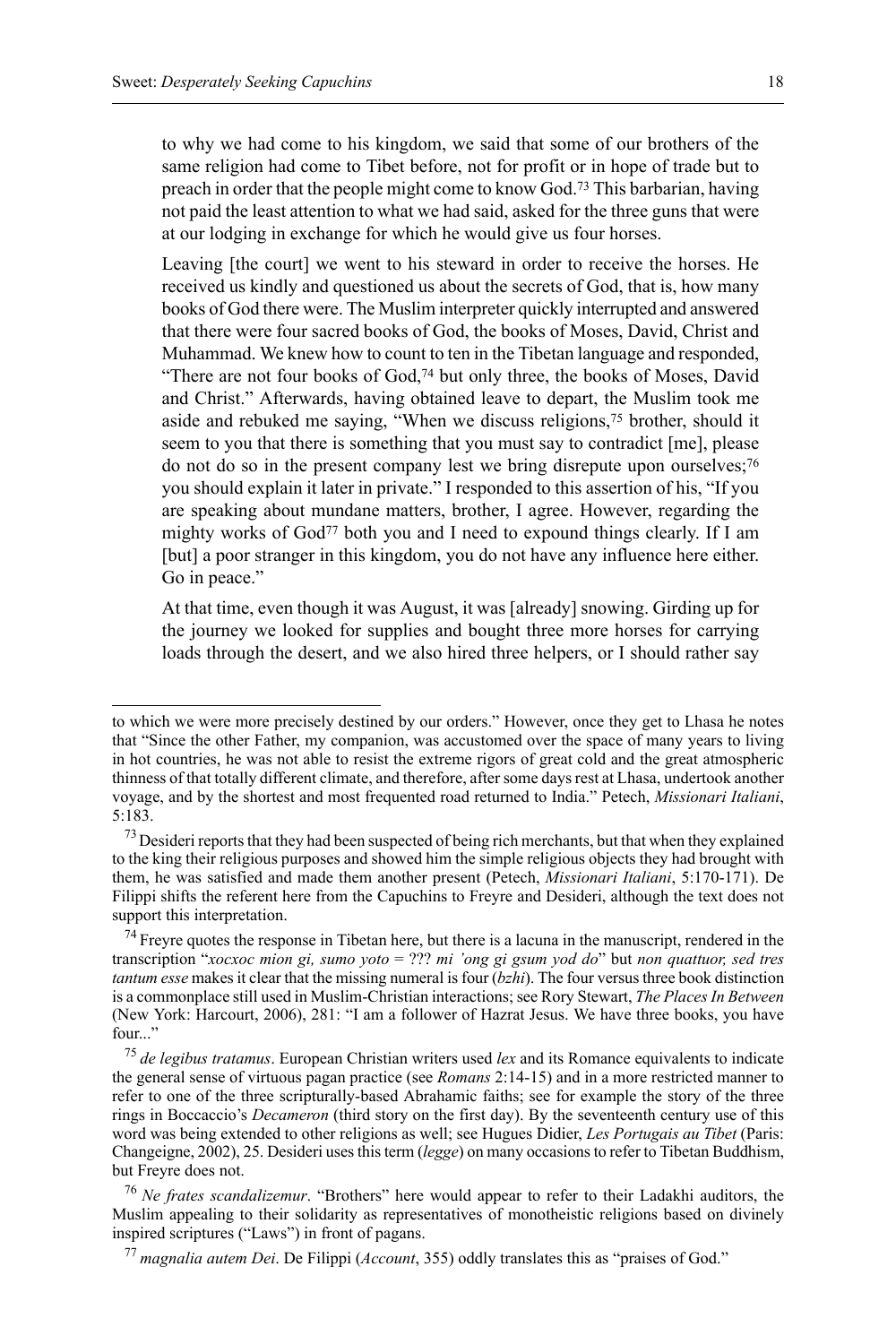to why we had come to his kingdom, we said that some of our brothers of the same religion had come to Tibet before, not for profit or in hope of trade but to preach in order that the people might come to know God.[73] This barbarian, having not paid the least attention to what we had said, asked for the three guns that were at our lodging in exchange for which he would give us four horses.

Leaving [the court] we went to his steward in order to receive the horses. He received us kindly and questioned us about the secrets of God, that is, how many books of God there were. The Muslim interpreter quickly interrupted and answered that there were four sacred books of God, the books of Moses, David, Christ and Muhammad. We knew how to count to ten in the Tibetan language and responded, "There are not four books of God,[74] but only three, the books of Moses, David and Christ." Afterwards, having obtained leave to depart, the Muslim took me aside and rebuked me saying, "When we discuss religions,[75] brother, should it seem to you that there is something that you must say to contradict [me], please do not do so in the present company lest we bring disrepute upon ourselves;[76] you should explain it later in private." I responded to this assertion of his, "If you are speaking about mundane matters, brother, I agree. However, regarding the mighty works of God[77] both you and I need to expound things clearly. If I am [but] a poor stranger in this kingdom, you do not have any influence here either. Go in peace."

At that time, even though it was August, it was [already] snowing. Girding up for the journey we looked for supplies and bought three more horses for carrying loads through the desert, and we also hired three helpers, or I should rather say

---

to which we were more precisely destined by our orders." However, once they get to Lhasa he notes that "Since the other Father, my companion, was accustomed over the space of many years to living in hot countries, he was not able to resist the extreme rigors of great cold and the great atmospheric thinness of that totally different climate, and therefore, after some days rest at Lhasa, undertook another voyage, and by the shortest and most frequented road returned to India." Petech, *Missionari Italiani*, 5:183.

[73] Desideri reports that they had been suspected of being rich merchants, but that when they explained to the king their religious purposes and showed him the simple religious objects they had brought with them, he was satisfied and made them another present (Petech, *Missionari Italiani*, 5:170-171). De Filippi shifts the referent here from the Capuchins to Freyre and Desideri, although the text does not support this interpretation.

[74] Freyre quotes the response in Tibetan here, but there is a lacuna in the manuscript, rendered in the transcription "*xocxoc mion gi, sumo yoto* = ??? *mi 'ong gi gsum yod do*" but *non quattuor, sed tres tantum esse* makes it clear that the missing numeral is four (*bzhi*). The four versus three book distinction is a commonplace still used in Muslim-Christian interactions; see Rory Stewart, *The Places In Between* (New York: Harcourt, 2006), 281: "I am a follower of Hazrat Jesus. We have three books, you have four..."

[75] *de legibus tratamus*. European Christian writers used *lex* and its Romance equivalents to indicate the general sense of virtuous pagan practice (see *Romans* 2:14-15) and in a more restricted manner to refer to one of the three scripturally-based Abrahamic faiths; see for example the story of the three rings in Boccaccio's *Decameron* (third story on the first day). By the seventeenth century use of this word was being extended to other religions as well; see Hugues Didier, *Les Portugais au Tibet* (Paris: Changeigne, 2002), 25. Desideri uses this term (*legge*) on many occasions to refer to Tibetan Buddhism, but Freyre does not.

[76] *Ne frates scandalizemur*. "Brothers" here would appear to refer to their Ladakhi auditors, the Muslim appealing to their solidarity as representatives of monotheistic religions based on divinely inspired scriptures ("Laws") in front of pagans.

[77] *magnalia autem Dei*. De Filippi (*Account*, 355) oddly translates this as "praises of God."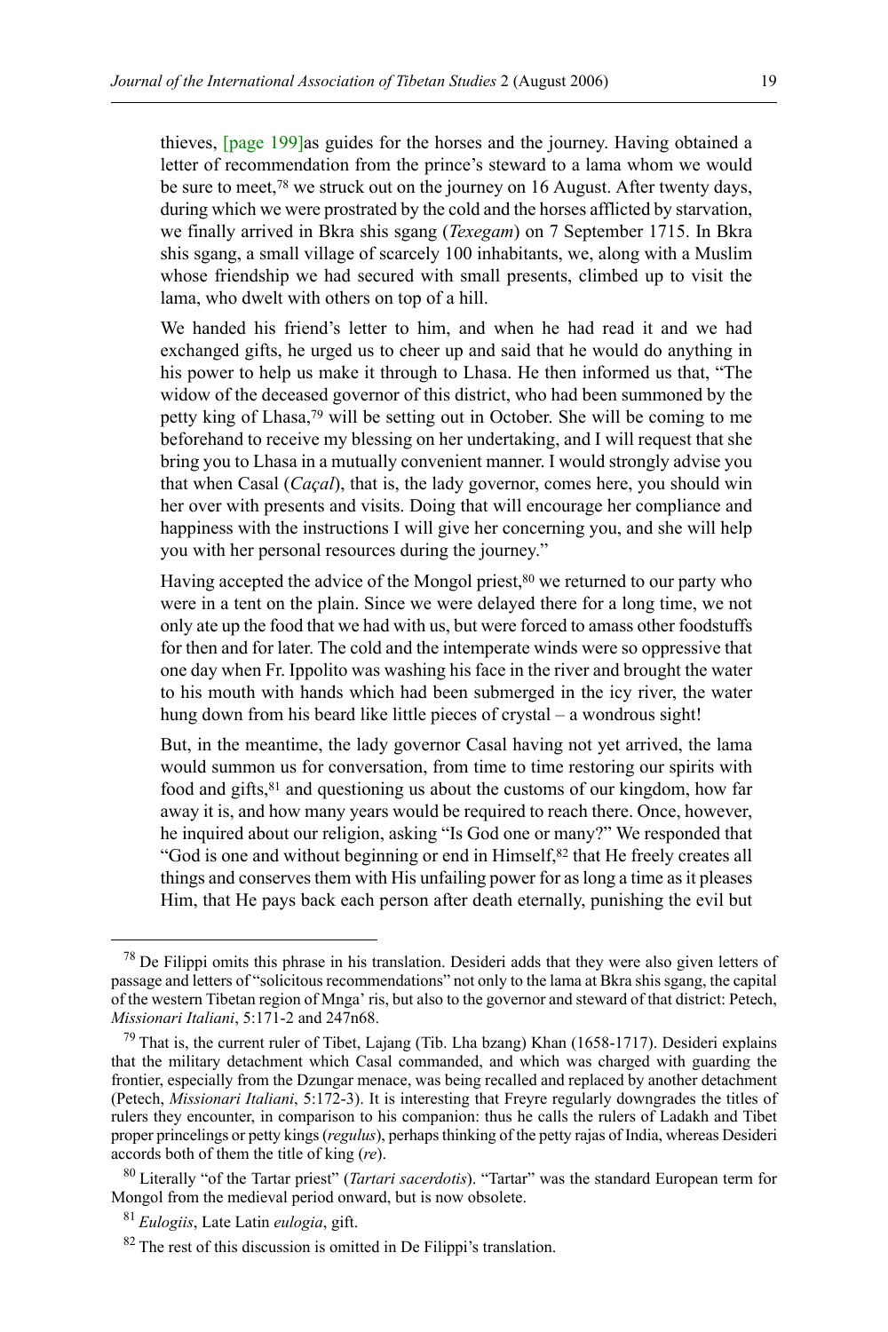thieves, [page 199]as guides for the horses and the journey. Having obtained a letter of recommendation from the prince's steward to a lama whom we would be sure to meet,[78] we struck out on the journey on 16 August. After twenty days, during which we were prostrated by the cold and the horses afflicted by starvation, we finally arrived in Bkra shis sgang (*Texegam*) on 7 September 1715. In Bkra shis sgang, a small village of scarcely 100 inhabitants, we, along with a Muslim whose friendship we had secured with small presents, climbed up to visit the lama, who dwelt with others on top of a hill.

We handed his friend's letter to him, and when he had read it and we had exchanged gifts, he urged us to cheer up and said that he would do anything in his power to help us make it through to Lhasa. He then informed us that, "The widow of the deceased governor of this district, who had been summoned by the petty king of Lhasa,[79] will be setting out in October. She will be coming to me beforehand to receive my blessing on her undertaking, and I will request that she bring you to Lhasa in a mutually convenient manner. I would strongly advise you that when Casal (*Caçal*), that is, the lady governor, comes here, you should win her over with presents and visits. Doing that will encourage her compliance and happiness with the instructions I will give her concerning you, and she will help you with her personal resources during the journey."

Having accepted the advice of the Mongol priest,[80] we returned to our party who were in a tent on the plain. Since we were delayed there for a long time, we not only ate up the food that we had with us, but were forced to amass other foodstuffs for then and for later. The cold and the intemperate winds were so oppressive that one day when Fr. Ippolito was washing his face in the river and brought the water to his mouth with hands which had been submerged in the icy river, the water hung down from his beard like little pieces of crystal – a wondrous sight!

But, in the meantime, the lady governor Casal having not yet arrived, the lama would summon us for conversation, from time to time restoring our spirits with food and gifts,[81] and questioning us about the customs of our kingdom, how far away it is, and how many years would be required to reach there. Once, however, he inquired about our religion, asking "Is God one or many?" We responded that "God is one and without beginning or end in Himself,[82] that He freely creates all things and conserves them with His unfailing power for as long a time as it pleases Him, that He pays back each person after death eternally, punishing the evil but

---

[78] De Filippi omits this phrase in his translation. Desideri adds that they were also given letters of passage and letters of "solicitous recommendations" not only to the lama at Bkra shis sgang, the capital of the western Tibetan region of Mnga' ris, but also to the governor and steward of that district: Petech, *Missionari Italiani*, 5:171-2 and 247n68.

[79] That is, the current ruler of Tibet, Lajang (Tib. Lha bzang) Khan (1658-1717). Desideri explains that the military detachment which Casal commanded, and which was charged with guarding the frontier, especially from the Dzungar menace, was being recalled and replaced by another detachment (Petech, *Missionari Italiani*, 5:172-3). It is interesting that Freyre regularly downgrades the titles of rulers they encounter, in comparison to his companion: thus he calls the rulers of Ladakh and Tibet proper princelings or petty kings (*regulus*), perhaps thinking of the petty rajas of India, whereas Desideri accords both of them the title of king (*re*).

[80] Literally "of the Tartar priest" (*Tartari sacerdotis*). "Tartar" was the standard European term for Mongol from the medieval period onward, but is now obsolete.

[81] *Eulogiis*, Late Latin *eulogia*, gift.

[82] The rest of this discussion is omitted in De Filippi's translation.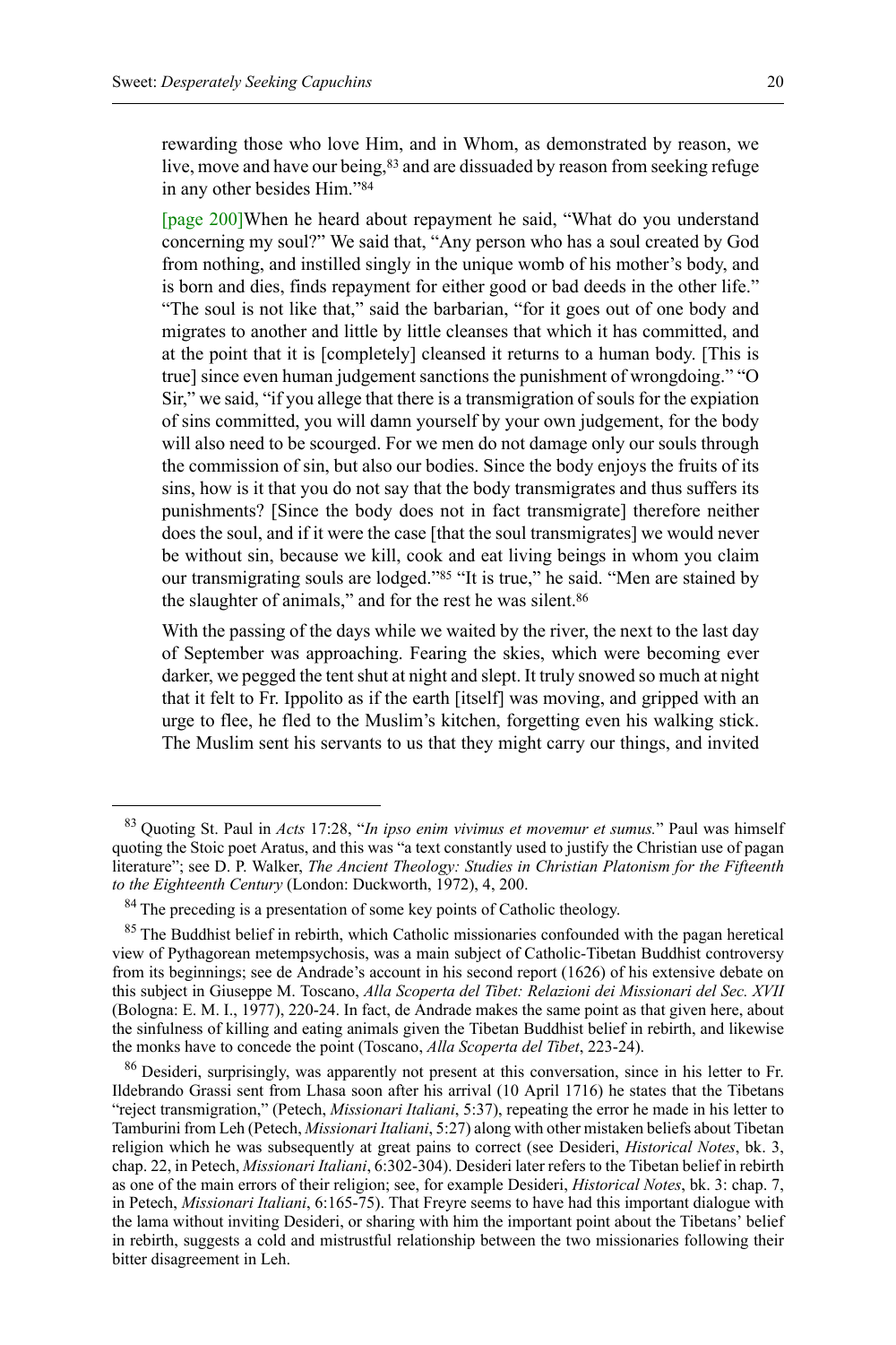rewarding those who love Him, and in Whom, as demonstrated by reason, we live, move and have our being,[83] and are dissuaded by reason from seeking refuge in any other besides Him."[84]

[page 200]When he heard about repayment he said, "What do you understand concerning my soul?" We said that, "Any person who has a soul created by God from nothing, and instilled singly in the unique womb of his mother's body, and is born and dies, finds repayment for either good or bad deeds in the other life." "The soul is not like that," said the barbarian, "for it goes out of one body and migrates to another and little by little cleanses that which it has committed, and at the point that it is [completely] cleansed it returns to a human body. [This is true] since even human judgement sanctions the punishment of wrongdoing." "O Sir," we said, "if you allege that there is a transmigration of souls for the expiation of sins committed, you will damn yourself by your own judgement, for the body will also need to be scourged. For we men do not damage only our souls through the commission of sin, but also our bodies. Since the body enjoys the fruits of its sins, how is it that you do not say that the body transmigrates and thus suffers its punishments? [Since the body does not in fact transmigrate] therefore neither does the soul, and if it were the case [that the soul transmigrates] we would never be without sin, because we kill, cook and eat living beings in whom you claim our transmigrating souls are lodged."[85] "It is true," he said. "Men are stained by the slaughter of animals," and for the rest he was silent.[86]

With the passing of the days while we waited by the river, the next to the last day of September was approaching. Fearing the skies, which were becoming ever darker, we pegged the tent shut at night and slept. It truly snowed so much at night that it felt to Fr. Ippolito as if the earth [itself] was moving, and gripped with an urge to flee, he fled to the Muslim's kitchen, forgetting even his walking stick. The Muslim sent his servants to us that they might carry our things, and invited

---

[83] Quoting St. Paul in *Acts* 17:28, "*In ipso enim vivimus et movemur et sumus.*" Paul was himself quoting the Stoic poet Aratus, and this was "a text constantly used to justify the Christian use of pagan literature"; see D. P. Walker, *The Ancient Theology: Studies in Christian Platonism for the Fifteenth to the Eighteenth Century* (London: Duckworth, 1972), 4, 200.

[84] The preceding is a presentation of some key points of Catholic theology.

[85] The Buddhist belief in rebirth, which Catholic missionaries confounded with the pagan heretical view of Pythagorean metempsychosis, was a main subject of Catholic-Tibetan Buddhist controversy from its beginnings; see de Andrade's account in his second report (1626) of his extensive debate on this subject in Giuseppe M. Toscano, *Alla Scoperta del Tibet: Relazioni dei Missionari del Sec. XVII* (Bologna: E. M. I., 1977), 220-24. In fact, de Andrade makes the same point as that given here, about the sinfulness of killing and eating animals given the Tibetan Buddhist belief in rebirth, and likewise the monks have to concede the point (Toscano, *Alla Scoperta del Tibet*, 223-24).

[86] Desideri, surprisingly, was apparently not present at this conversation, since in his letter to Fr. Ildebrando Grassi sent from Lhasa soon after his arrival (10 April 1716) he states that the Tibetans "reject transmigration," (Petech, *Missionari Italiani*, 5:37), repeating the error he made in his letter to Tamburini from Leh (Petech, *Missionari Italiani*, 5:27) along with other mistaken beliefs about Tibetan religion which he was subsequently at great pains to correct (see Desideri, *Historical Notes*, bk. 3, chap. 22, in Petech, *Missionari Italiani*, 6:302-304). Desideri later refers to the Tibetan belief in rebirth as one of the main errors of their religion; see, for example Desideri, *Historical Notes*, bk. 3: chap. 7, in Petech, *Missionari Italiani*, 6:165-75). That Freyre seems to have had this important dialogue with the lama without inviting Desideri, or sharing with him the important point about the Tibetans' belief in rebirth, suggests a cold and mistrustful relationship between the two missionaries following their bitter disagreement in Leh.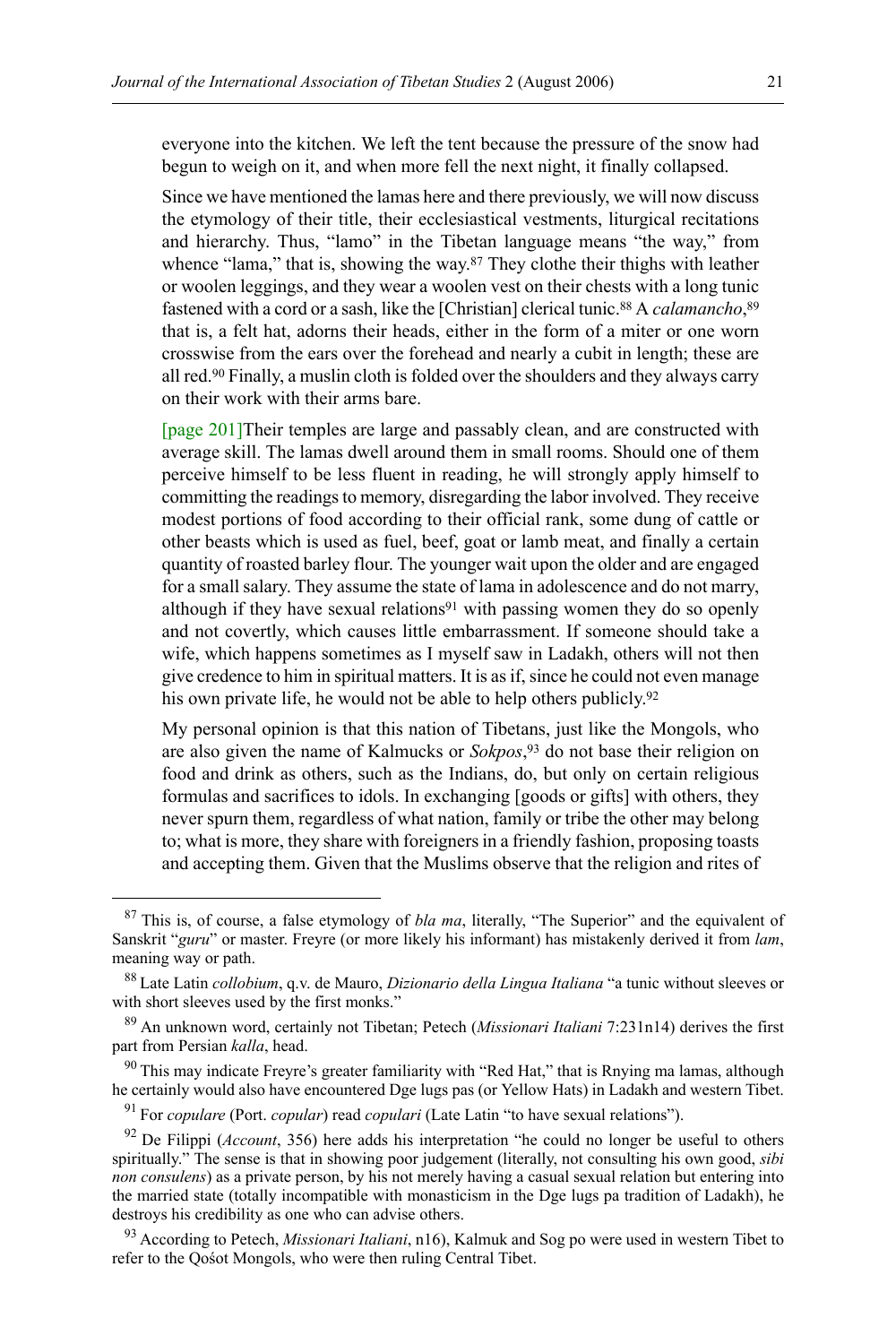everyone into the kitchen. We left the tent because the pressure of the snow had begun to weigh on it, and when more fell the next night, it finally collapsed.

Since we have mentioned the lamas here and there previously, we will now discuss the etymology of their title, their ecclesiastical vestments, liturgical recitations and hierarchy. Thus, "lamo" in the Tibetan language means "the way," from whence "lama," that is, showing the way.[87] They clothe their thighs with leather or woolen leggings, and they wear a woolen vest on their chests with a long tunic fastened with a cord or a sash, like the [Christian] clerical tunic.[88] A *calamancho*,[89] that is, a felt hat, adorns their heads, either in the form of a miter or one worn crosswise from the ears over the forehead and nearly a cubit in length; these are all red.[90] Finally, a muslin cloth is folded over the shoulders and they always carry on their work with their arms bare.

[page 201]Their temples are large and passably clean, and are constructed with average skill. The lamas dwell around them in small rooms. Should one of them perceive himself to be less fluent in reading, he will strongly apply himself to committing the readings to memory, disregarding the labor involved. They receive modest portions of food according to their official rank, some dung of cattle or other beasts which is used as fuel, beef, goat or lamb meat, and finally a certain quantity of roasted barley flour. The younger wait upon the older and are engaged for a small salary. They assume the state of lama in adolescence and do not marry, although if they have sexual relations[91] with passing women they do so openly and not covertly, which causes little embarrassment. If someone should take a wife, which happens sometimes as I myself saw in Ladakh, others will not then give credence to him in spiritual matters. It is as if, since he could not even manage his own private life, he would not be able to help others publicly.[92]

My personal opinion is that this nation of Tibetans, just like the Mongols, who are also given the name of Kalmucks or *Sokpos*,[93] do not base their religion on food and drink as others, such as the Indians, do, but only on certain religious formulas and sacrifices to idols. In exchanging [goods or gifts] with others, they never spurn them, regardless of what nation, family or tribe the other may belong to; what is more, they share with foreigners in a friendly fashion, proposing toasts and accepting them. Given that the Muslims observe that the religion and rites of

---

[87] This is, of course, a false etymology of *bla ma*, literally, "The Superior" and the equivalent of Sanskrit "*guru*" or master. Freyre (or more likely his informant) has mistakenly derived it from *lam*, meaning way or path.

[88] Late Latin *collobium*, q.v. de Mauro, *Dizionario della Lingua Italiana* "a tunic without sleeves or with short sleeves used by the first monks."

[89] An unknown word, certainly not Tibetan; Petech (*Missionari Italiani* 7:231n14) derives the first part from Persian *kalla*, head.

[90] This may indicate Freyre's greater familiarity with "Red Hat," that is Rnying ma lamas, although he certainly would also have encountered Dge lugs pas (or Yellow Hats) in Ladakh and western Tibet.

[91] For *copulare* (Port. *copular*) read *copulari* (Late Latin "to have sexual relations").

[92] De Filippi (*Account*, 356) here adds his interpretation "he could no longer be useful to others spiritually." The sense is that in showing poor judgement (literally, not consulting his own good, *sibi non consulens*) as a private person, by his not merely having a casual sexual relation but entering into the married state (totally incompatible with monasticism in the Dge lugs pa tradition of Ladakh), he destroys his credibility as one who can advise others.

[93] According to Petech, *Missionari Italiani*, n16), Kalmuk and Sog po were used in western Tibet to refer to the Qośot Mongols, who were then ruling Central Tibet.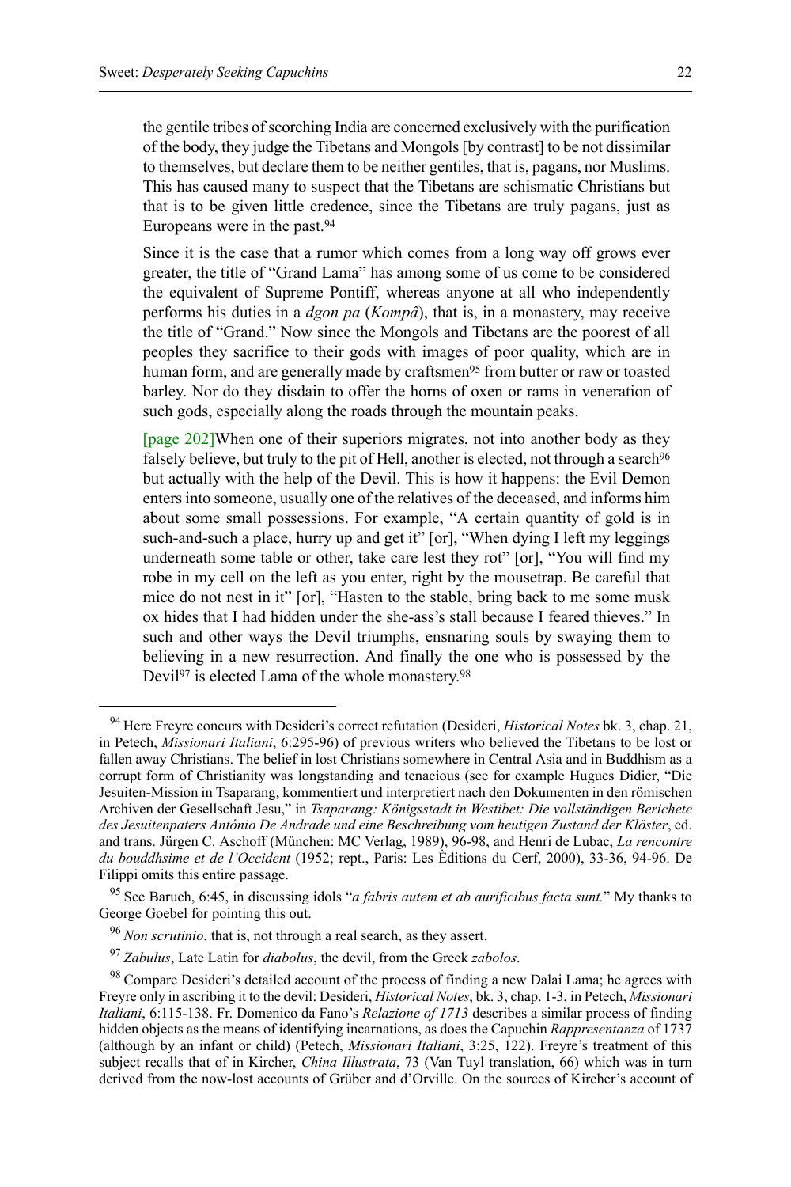the gentile tribes of scorching India are concerned exclusively with the purification of the body, they judge the Tibetans and Mongols [by contrast] to be not dissimilar to themselves, but declare them to be neither gentiles, that is, pagans, nor Muslims. This has caused many to suspect that the Tibetans are schismatic Christians but that is to be given little credence, since the Tibetans are truly pagans, just as Europeans were in the past.[94]

Since it is the case that a rumor which comes from a long way off grows ever greater, the title of "Grand Lama" has among some of us come to be considered the equivalent of Supreme Pontiff, whereas anyone at all who independently performs his duties in a *dgon pa* (*Kompâ*), that is, in a monastery, may receive the title of "Grand." Now since the Mongols and Tibetans are the poorest of all peoples they sacrifice to their gods with images of poor quality, which are in human form, and are generally made by craftsmen[95] from butter or raw or toasted barley. Nor do they disdain to offer the horns of oxen or rams in veneration of such gods, especially along the roads through the mountain peaks.

[page 202]When one of their superiors migrates, not into another body as they falsely believe, but truly to the pit of Hell, another is elected, not through a search[96] but actually with the help of the Devil. This is how it happens: the Evil Demon enters into someone, usually one of the relatives of the deceased, and informs him about some small possessions. For example, "A certain quantity of gold is in such-and-such a place, hurry up and get it" [or], "When dying I left my leggings underneath some table or other, take care lest they rot" [or], "You will find my robe in my cell on the left as you enter, right by the mousetrap. Be careful that mice do not nest in it" [or], "Hasten to the stable, bring back to me some musk ox hides that I had hidden under the she-ass's stall because I feared thieves." In such and other ways the Devil triumphs, ensnaring souls by swaying them to believing in a new resurrection. And finally the one who is possessed by the Devil[97] is elected Lama of the whole monastery.[98]

---

[94] Here Freyre concurs with Desideri's correct refutation (Desideri, *Historical Notes* bk. 3, chap. 21, in Petech, *Missionari Italiani*, 6:295-96) of previous writers who believed the Tibetans to be lost or fallen away Christians. The belief in lost Christians somewhere in Central Asia and in Buddhism as a corrupt form of Christianity was longstanding and tenacious (see for example Hugues Didier, "Die Jesuiten-Mission in Tsaparang, kommentiert und interpretiert nach den Dokumenten in den römischen Archiven der Gesellschaft Jesu," in *Tsaparang: Königsstadt in Westibet: Die vollständigen Berichete des Jesuitenpaters António De Andrade und eine Beschreibung vom heutigen Zustand der Klöster*, ed. and trans. Jürgen C. Aschoff (München: MC Verlag, 1989), 96-98, and Henri de Lubac, *La rencontre du bouddhsime et de l'Occident* (1952; rept., Paris: Les Èditions du Cerf, 2000), 33-36, 94-96. De Filippi omits this entire passage.

[95] See Baruch, 6:45, in discussing idols "*a fabris autem et ab aurificibus facta sunt.*" My thanks to George Goebel for pointing this out.

[96] *Non scrutinio*, that is, not through a real search, as they assert.

[97] *Zabulus*, Late Latin for *diabolus*, the devil, from the Greek *zabolos*.

[98] Compare Desideri's detailed account of the process of finding a new Dalai Lama; he agrees with Freyre only in ascribing it to the devil: Desideri, *Historical Notes*, bk. 3, chap. 1-3, in Petech, *Missionari Italiani*, 6:115-138. Fr. Domenico da Fano's *Relazione of 1713* describes a similar process of finding hidden objects as the means of identifying incarnations, as does the Capuchin *Rappresentanza* of 1737 (although by an infant or child) (Petech, *Missionari Italiani*, 3:25, 122). Freyre's treatment of this subject recalls that of in Kircher, *China Illustrata*, 73 (Van Tuyl translation, 66) which was in turn derived from the now-lost accounts of Grüber and d'Orville. On the sources of Kircher's account of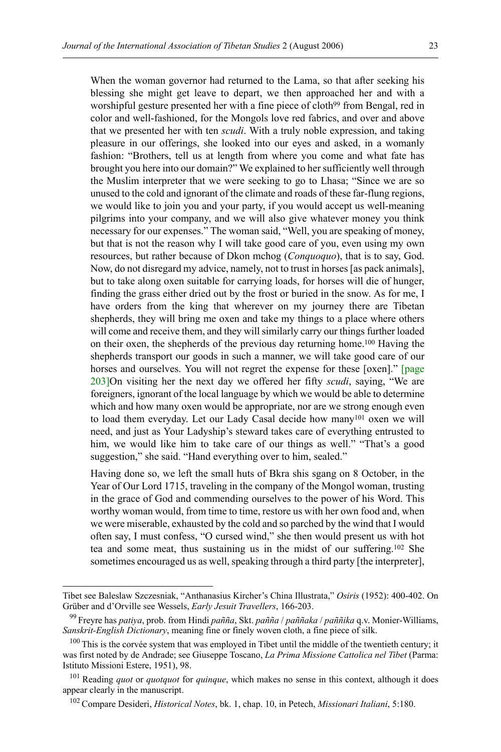When the woman governor had returned to the Lama, so that after seeking his blessing she might get leave to depart, we then approached her and with a worshipful gesture presented her with a fine piece of cloth[99] from Bengal, red in color and well-fashioned, for the Mongols love red fabrics, and over and above that we presented her with ten *scudi*. With a truly noble expression, and taking pleasure in our offerings, she looked into our eyes and asked, in a womanly fashion: "Brothers, tell us at length from where you come and what fate has brought you here into our domain?" We explained to her sufficiently well through the Muslim interpreter that we were seeking to go to Lhasa; "Since we are so unused to the cold and ignorant of the climate and roads of these far-flung regions, we would like to join you and your party, if you would accept us well-meaning pilgrims into your company, and we will also give whatever money you think necessary for our expenses." The woman said, "Well, you are speaking of money, but that is not the reason why I will take good care of you, even using my own resources, but rather because of Dkon mchog (*Conquoquo*), that is to say, God. Now, do not disregard my advice, namely, not to trust in horses [as pack animals], but to take along oxen suitable for carrying loads, for horses will die of hunger, finding the grass either dried out by the frost or buried in the snow. As for me, I have orders from the king that wherever on my journey there are Tibetan shepherds, they will bring me oxen and take my things to a place where others will come and receive them, and they will similarly carry our things further loaded on their oxen, the shepherds of the previous day returning home.[100] Having the shepherds transport our goods in such a manner, we will take good care of our horses and ourselves. You will not regret the expense for these [oxen]." [page 203]On visiting her the next day we offered her fifty *scudi*, saying, "We are foreigners, ignorant of the local language by which we would be able to determine which and how many oxen would be appropriate, nor are we strong enough even to load them everyday. Let our Lady Casal decide how many[101] oxen we will need, and just as Your Ladyship's steward takes care of everything entrusted to him, we would like him to take care of our things as well." "That's a good suggestion," she said. "Hand everything over to him, sealed."

Having done so, we left the small huts of Bkra shis sgang on 8 October, in the Year of Our Lord 1715, traveling in the company of the Mongol woman, trusting in the grace of God and commending ourselves to the power of his Word. This worthy woman would, from time to time, restore us with her own food and, when we were miserable, exhausted by the cold and so parched by the wind that I would often say, I must confess, "O cursed wind," she then would present us with hot tea and some meat, thus sustaining us in the midst of our suffering.[102] She sometimes encouraged us as well, speaking through a third party [the interpreter],

---

Tibet see Baleslaw Szczesniak, "Anthanasius Kircher's China Illustrata," *Osiris* (1952): 400-402. On Grüber and d'Orville see Wessels, *Early Jesuit Travellers*, 166-203.

[99] Freyre has *patiya*, prob. from Hindi *paññ̃a*, Skt. *paññ̃a* / *paññ̃aka* / *paññ̃ika* q.v. Monier-Williams, *Sanskrit-English Dictionary*, meaning fine or finely woven cloth, a fine piece of silk.

[100] This is the corvée system that was employed in Tibet until the middle of the twentieth century; it was first noted by de Andrade; see Giuseppe Toscano, *La Prima Missione Cattolica nel Tibet* (Parma: Istituto Missioni Estere, 1951), 98.

[101] Reading *quot* or *quotquot* for *quinque*, which makes no sense in this context, although it does appear clearly in the manuscript.

[102] Compare Desideri, *Historical Notes*, bk. 1, chap. 10, in Petech, *Missionari Italiani*, 5:180.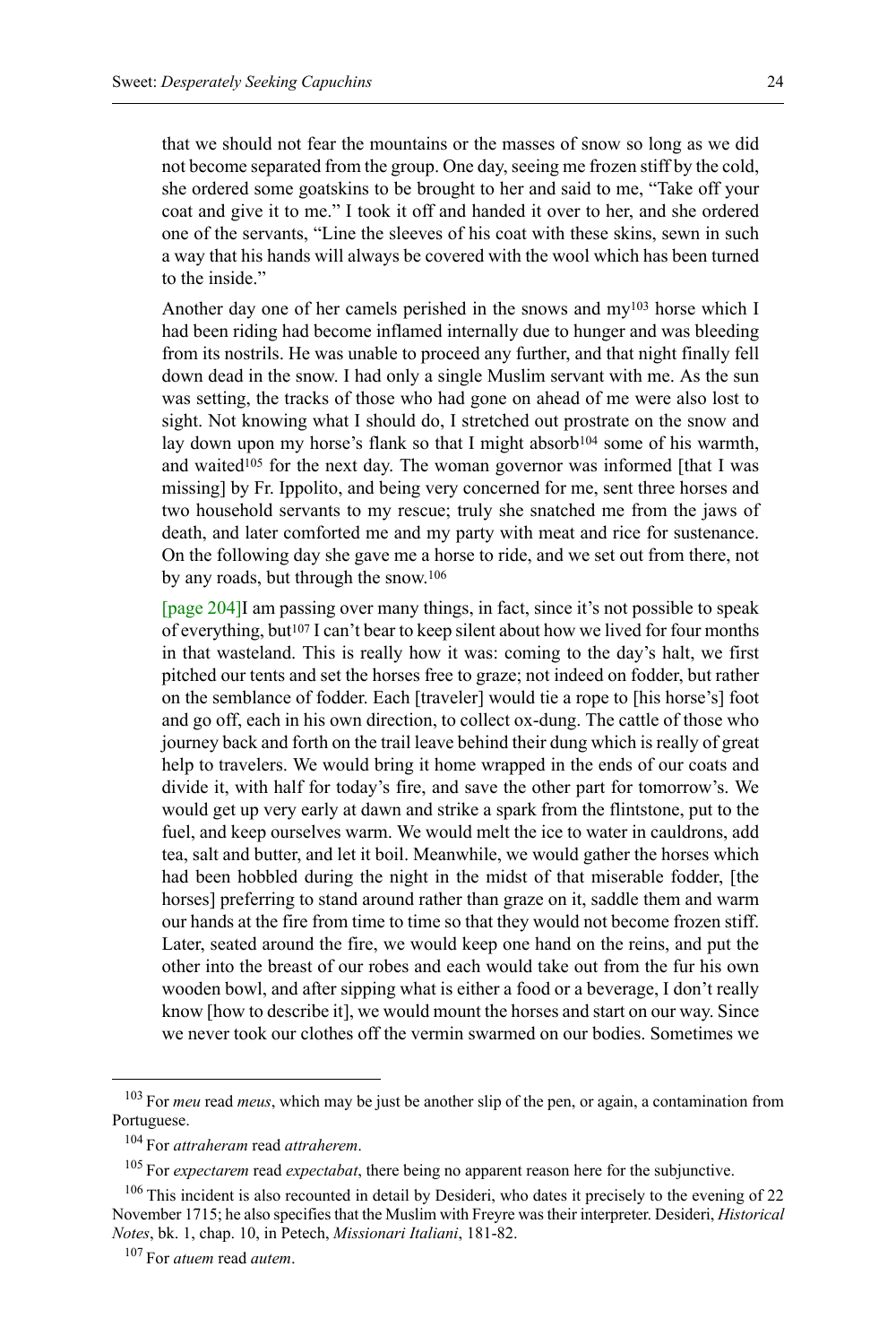that we should not fear the mountains or the masses of snow so long as we did not become separated from the group. One day, seeing me frozen stiff by the cold, she ordered some goatskins to be brought to her and said to me, "Take off your coat and give it to me." I took it off and handed it over to her, and she ordered one of the servants, "Line the sleeves of his coat with these skins, sewn in such a way that his hands will always be covered with the wool which has been turned to the inside."

Another day one of her camels perished in the snows and my[103] horse which I had been riding had become inflamed internally due to hunger and was bleeding from its nostrils. He was unable to proceed any further, and that night finally fell down dead in the snow. I had only a single Muslim servant with me. As the sun was setting, the tracks of those who had gone on ahead of me were also lost to sight. Not knowing what I should do, I stretched out prostrate on the snow and lay down upon my horse's flank so that I might absorb[104] some of his warmth, and waited[105] for the next day. The woman governor was informed [that I was missing] by Fr. Ippolito, and being very concerned for me, sent three horses and two household servants to my rescue; truly she snatched me from the jaws of death, and later comforted me and my party with meat and rice for sustenance. On the following day she gave me a horse to ride, and we set out from there, not by any roads, but through the snow.[106]

[page 204]I am passing over many things, in fact, since it's not possible to speak of everything, but[107] I can't bear to keep silent about how we lived for four months in that wasteland. This is really how it was: coming to the day's halt, we first pitched our tents and set the horses free to graze; not indeed on fodder, but rather on the semblance of fodder. Each [traveler] would tie a rope to [his horse's] foot and go off, each in his own direction, to collect ox-dung. The cattle of those who journey back and forth on the trail leave behind their dung which is really of great help to travelers. We would bring it home wrapped in the ends of our coats and divide it, with half for today's fire, and save the other part for tomorrow's. We would get up very early at dawn and strike a spark from the flintstone, put to the fuel, and keep ourselves warm. We would melt the ice to water in cauldrons, add tea, salt and butter, and let it boil. Meanwhile, we would gather the horses which had been hobbled during the night in the midst of that miserable fodder, [the horses] preferring to stand around rather than graze on it, saddle them and warm our hands at the fire from time to time so that they would not become frozen stiff. Later, seated around the fire, we would keep one hand on the reins, and put the other into the breast of our robes and each would take out from the fur his own wooden bowl, and after sipping what is either a food or a beverage, I don't really know [how to describe it], we would mount the horses and start on our way. Since we never took our clothes off the vermin swarmed on our bodies. Sometimes we

---

[103] For *meu* read *meus*, which may be just be another slip of the pen, or again, a contamination from Portuguese.

[104] For *attraheram* read *attraherem*.

[105] For *expectarem* read *expectabat*, there being no apparent reason here for the subjunctive.

[106] This incident is also recounted in detail by Desideri, who dates it precisely to the evening of 22 November 1715; he also specifies that the Muslim with Freyre was their interpreter. Desideri, *Historical Notes*, bk. 1, chap. 10, in Petech, *Missionari Italiani*, 181-82.

[107] For *atuem* read *autem*.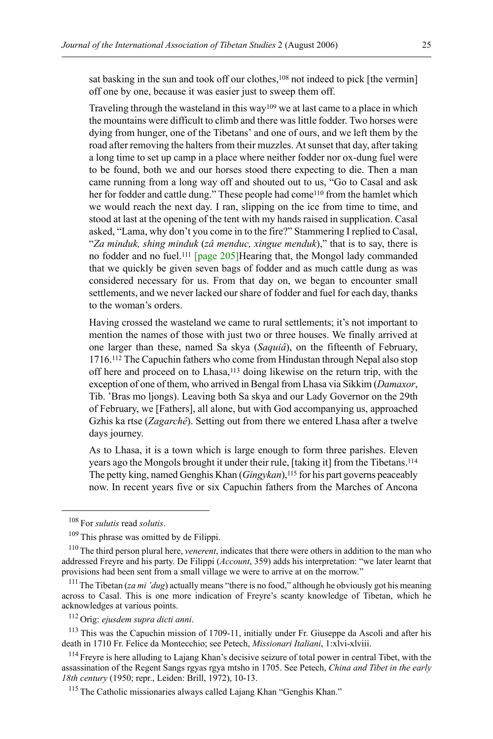sat basking in the sun and took off our clothes,[108] not indeed to pick [the vermin] off one by one, because it was easier just to sweep them off.

Traveling through the wasteland in this way[109] we at last came to a place in which the mountains were difficult to climb and there was little fodder. Two horses were dying from hunger, one of the Tibetans' and one of ours, and we left them by the road after removing the halters from their muzzles. At sunset that day, after taking a long time to set up camp in a place where neither fodder nor ox-dung fuel were to be found, both we and our horses stood there expecting to die. Then a man came running from a long way off and shouted out to us, "Go to Casal and ask her for fodder and cattle dung." These people had come[110] from the hamlet which we would reach the next day. I ran, slipping on the ice from time to time, and stood at last at the opening of the tent with my hands raised in supplication. Casal asked, "Lama, why don't you come in to the fire?" Stammering I replied to Casal, "*Za minduk, shing minduk* (*zâ menduc, xingue menduk*)," that is to say, there is no fodder and no fuel.[111] [page 205]Hearing that, the Mongol lady commanded that we quickly be given seven bags of fodder and as much cattle dung as was considered necessary for us. From that day on, we began to encounter small settlements, and we never lacked our share of fodder and fuel for each day, thanks to the woman's orders.

Having crossed the wasteland we came to rural settlements; it's not important to mention the names of those with just two or three houses. We finally arrived at one larger than these, named Sa skya (*Saquiâ*), on the fifteenth of February, 1716.[112] The Capuchin fathers who come from Hindustan through Nepal also stop off here and proceed on to Lhasa,[113] doing likewise on the return trip, with the exception of one of them, who arrived in Bengal from Lhasa via Sikkim (*Damaxor*, Tib. 'Bras mo ljongs). Leaving both Sa skya and our Lady Governor on the 29th of February, we [Fathers], all alone, but with God accompanying us, approached Gzhis ka rtse (*Zagarchê*). Setting out from there we entered Lhasa after a twelve days journey.

As to Lhasa, it is a town which is large enough to form three parishes. Eleven years ago the Mongols brought it under their rule, [taking it] from the Tibetans.[114] The petty king, named Genghis Khan (*Gingykan*),[115] for his part governs peaceably now. In recent years five or six Capuchin fathers from the Marches of Ancona

---

[108] For *sulutis* read *solutis*.

[109] This phrase was omitted by de Filippi.

[110] The third person plural here, *venerent*, indicates that there were others in addition to the man who addressed Freyre and his party. De Filippi (*Account*, 359) adds his interpretation: "we later learnt that provisions had been sent from a small village we were to arrive at on the morrow."

[111] The Tibetan (*za mi 'dug*) actually means "there is no food," although he obviously got his meaning across to Casal. This is one more indication of Freyre's scanty knowledge of Tibetan, which he acknowledges at various points.

[112] Orig: *ejusdem supra dicti anni*.

[113] This was the Capuchin mission of 1709-11, initially under Fr. Giuseppe da Ascoli and after his death in 1710 Fr. Felice da Montecchio; see Petech, *Missionari Italiani*, 1:xlvi-xlviii.

[114] Freyre is here alluding to Lajang Khan's decisive seizure of total power in central Tibet, with the assassination of the Regent Sangs rgyas rgya mtsho in 1705. See Petech, *China and Tibet in the early 18th century* (1950; repr., Leiden: Brill, 1972), 10-13.

[115] The Catholic missionaries always called Lajang Khan "Genghis Khan."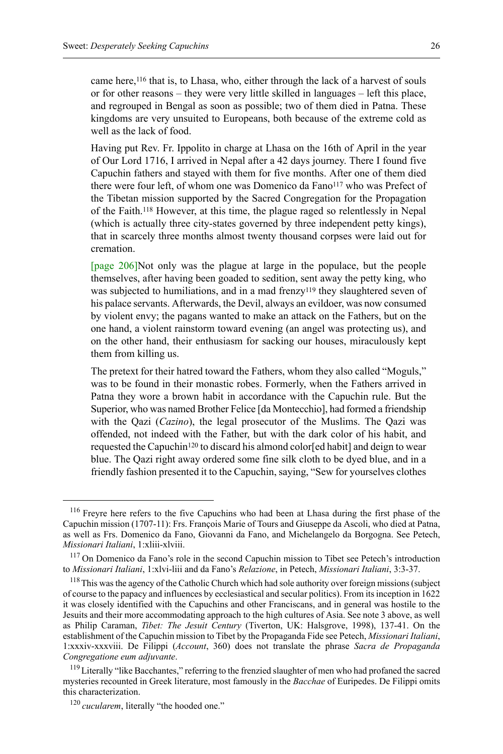came here,[116] that is, to Lhasa, who, either through the lack of a harvest of souls or for other reasons – they were very little skilled in languages – left this place, and regrouped in Bengal as soon as possible; two of them died in Patna. These kingdoms are very unsuited to Europeans, both because of the extreme cold as well as the lack of food.

Having put Rev. Fr. Ippolito in charge at Lhasa on the 16th of April in the year of Our Lord 1716, I arrived in Nepal after a 42 days journey. There I found five Capuchin fathers and stayed with them for five months. After one of them died there were four left, of whom one was Domenico da Fano[117] who was Prefect of the Tibetan mission supported by the Sacred Congregation for the Propagation of the Faith.[118] However, at this time, the plague raged so relentlessly in Nepal (which is actually three city-states governed by three independent petty kings), that in scarcely three months almost twenty thousand corpses were laid out for cremation.

[page 206]Not only was the plague at large in the populace, but the people themselves, after having been goaded to sedition, sent away the petty king, who was subjected to humiliations, and in a mad frenzy[119] they slaughtered seven of his palace servants. Afterwards, the Devil, always an evildoer, was now consumed by violent envy; the pagans wanted to make an attack on the Fathers, but on the one hand, a violent rainstorm toward evening (an angel was protecting us), and on the other hand, their enthusiasm for sacking our houses, miraculously kept them from killing us.

The pretext for their hatred toward the Fathers, whom they also called "Moguls," was to be found in their monastic robes. Formerly, when the Fathers arrived in Patna they wore a brown habit in accordance with the Capuchin rule. But the Superior, who was named Brother Felice [da Montecchio], had formed a friendship with the Qazi (*Cazino*), the legal prosecutor of the Muslims. The Qazi was offended, not indeed with the Father, but with the dark color of his habit, and requested the Capuchin[120] to discard his almond color[ed habit] and deign to wear blue. The Qazi right away ordered some fine silk cloth to be dyed blue, and in a friendly fashion presented it to the Capuchin, saying, "Sew for yourselves clothes

---

[116] Freyre here refers to the five Capuchins who had been at Lhasa during the first phase of the Capuchin mission (1707-11): Frs. François Marie of Tours and Giuseppe da Ascoli, who died at Patna, as well as Frs. Domenico da Fano, Giovanni da Fano, and Michelangelo da Borgogna. See Petech, *Missionari Italiani*, 1:xliii-xlviii.

[117] On Domenico da Fano's role in the second Capuchin mission to Tibet see Petech's introduction to *Missionari Italiani*, 1:xlvi-liii and da Fano's *Relazione*, in Petech, *Missionari Italiani*, 3:3-37.

[118] This was the agency of the Catholic Church which had sole authority over foreign missions (subject of course to the papacy and influences by ecclesiastical and secular politics). From its inception in 1622 it was closely identified with the Capuchins and other Franciscans, and in general was hostile to the Jesuits and their more accommodating approach to the high cultures of Asia. See note 3 above, as well as Philip Caraman, *Tibet: The Jesuit Century* (Tiverton, UK: Halsgrove, 1998), 137-41. On the establishment of the Capuchin mission to Tibet by the Propaganda Fide see Petech, *Missionari Italiani*, 1:xxxiv-xxxviii. De Filippi (*Account*, 360) does not translate the phrase *Sacra de Propaganda Congregatione eum adjuvante*.

[119] Literally "like Bacchantes," referring to the frenzied slaughter of men who had profaned the sacred mysteries recounted in Greek literature, most famously in the *Bacchae* of Euripedes. De Filippi omits this characterization.

[120] *cucularem*, literally "the hooded one."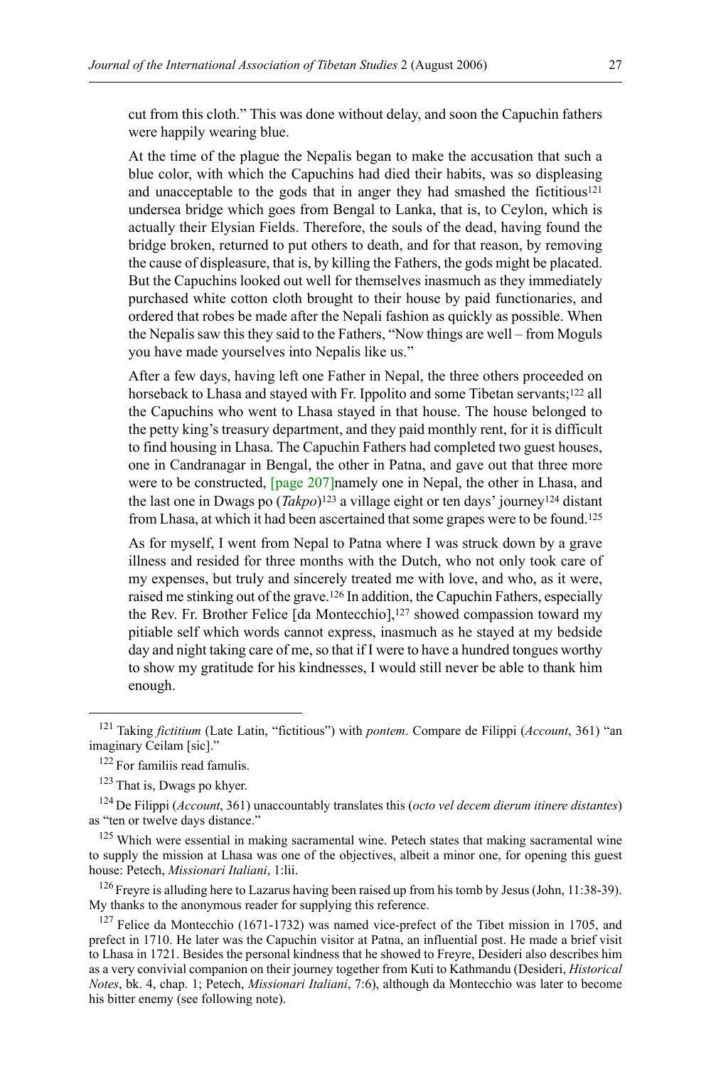cut from this cloth." This was done without delay, and soon the Capuchin fathers were happily wearing blue.

At the time of the plague the Nepalis began to make the accusation that such a blue color, with which the Capuchins had died their habits, was so displeasing and unacceptable to the gods that in anger they had smashed the fictitious[121] undersea bridge which goes from Bengal to Lanka, that is, to Ceylon, which is actually their Elysian Fields. Therefore, the souls of the dead, having found the bridge broken, returned to put others to death, and for that reason, by removing the cause of displeasure, that is, by killing the Fathers, the gods might be placated. But the Capuchins looked out well for themselves inasmuch as they immediately purchased white cotton cloth brought to their house by paid functionaries, and ordered that robes be made after the Nepali fashion as quickly as possible. When the Nepalis saw this they said to the Fathers, "Now things are well – from Moguls you have made yourselves into Nepalis like us."

After a few days, having left one Father in Nepal, the three others proceeded on horseback to Lhasa and stayed with Fr. Ippolito and some Tibetan servants;[122] all the Capuchins who went to Lhasa stayed in that house. The house belonged to the petty king's treasury department, and they paid monthly rent, for it is difficult to find housing in Lhasa. The Capuchin Fathers had completed two guest houses, one in Candranagar in Bengal, the other in Patna, and gave out that three more were to be constructed, [page 207]namely one in Nepal, the other in Lhasa, and the last one in Dwags po (*Takpo*)[123] a village eight or ten days' journey[124] distant from Lhasa, at which it had been ascertained that some grapes were to be found.[125]

As for myself, I went from Nepal to Patna where I was struck down by a grave illness and resided for three months with the Dutch, who not only took care of my expenses, but truly and sincerely treated me with love, and who, as it were, raised me stinking out of the grave.[126] In addition, the Capuchin Fathers, especially the Rev. Fr. Brother Felice [da Montecchio],[127] showed compassion toward my pitiable self which words cannot express, inasmuch as he stayed at my bedside day and night taking care of me, so that if I were to have a hundred tongues worthy to show my gratitude for his kindnesses, I would still never be able to thank him enough.

---

[121] Taking *fictitium* (Late Latin, "fictitious") with *pontem*. Compare de Filippi (*Account*, 361) "an imaginary Ceilam [sic]."

[122] For familiis read famulis.

[123] That is, Dwags po khyer.

[124] De Filippi (*Account*, 361) unaccountably translates this (*octo vel decem dierum itinere distantes*) as "ten or twelve days distance."

[125] Which were essential in making sacramental wine. Petech states that making sacramental wine to supply the mission at Lhasa was one of the objectives, albeit a minor one, for opening this guest house: Petech, *Missionari Italiani*, 1:lii.

[126] Freyre is alluding here to Lazarus having been raised up from his tomb by Jesus (John, 11:38-39). My thanks to the anonymous reader for supplying this reference.

[127] Felice da Montecchio (1671-1732) was named vice-prefect of the Tibet mission in 1705, and prefect in 1710. He later was the Capuchin visitor at Patna, an influential post. He made a brief visit to Lhasa in 1721. Besides the personal kindness that he showed to Freyre, Desideri also describes him as a very convivial companion on their journey together from Kuti to Kathmandu (Desideri, *Historical Notes*, bk. 4, chap. 1; Petech, *Missionari Italiani*, 7:6), although da Montecchio was later to become his bitter enemy (see following note).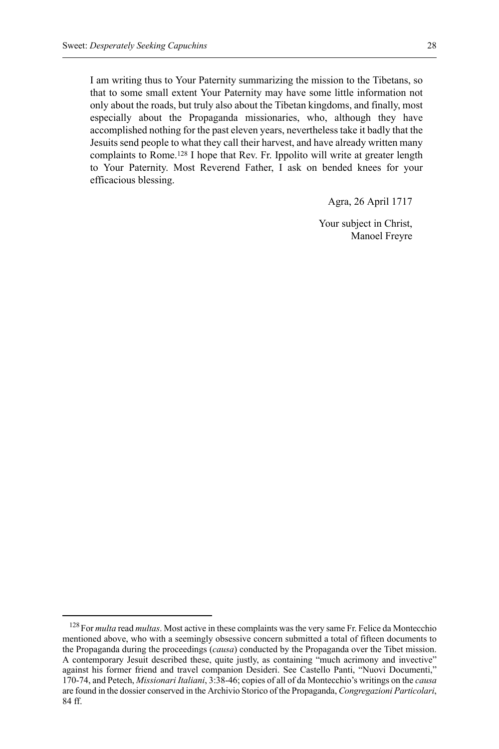I am writing thus to Your Paternity summarizing the mission to the Tibetans, so that to some small extent Your Paternity may have some little information not only about the roads, but truly also about the Tibetan kingdoms, and finally, most especially about the Propaganda missionaries, who, although they have accomplished nothing for the past eleven years, nevertheless take it badly that the Jesuits send people to what they call their harvest, and have already written many complaints to Rome.[128] I hope that Rev. Fr. Ippolito will write at greater length to Your Paternity. Most Reverend Father, I ask on bended knees for your efficacious blessing.

Agra, 26 April 1717

Your subject in Christ,
Manoel Freyre

[128] For *multa* read *multas*. Most active in these complaints was the very same Fr. Felice da Montecchio mentioned above, who with a seemingly obsessive concern submitted a total of fifteen documents to the Propaganda during the proceedings (*causa*) conducted by the Propaganda over the Tibet mission. A contemporary Jesuit described these, quite justly, as containing "much acrimony and invective" against his former friend and travel companion Desideri. See Castello Panti, "Nuovi Documenti," 170-74, and Petech, *Missionari Italiani*, 3:38-46; copies of all of da Montecchio's writings on the *causa* are found in the dossier conserved in the Archivio Storico of the Propaganda, *Congregazioni Particolari*, 84 ff.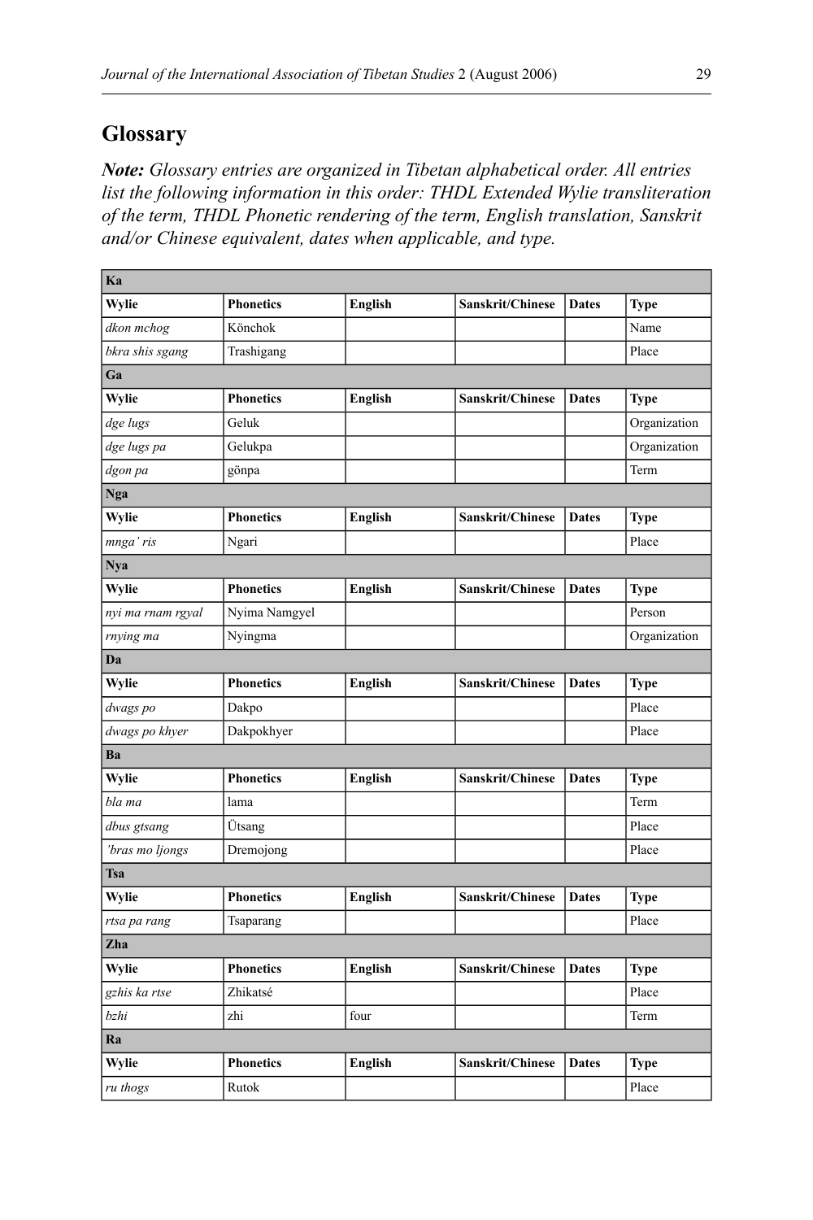## Glossary

***Note:** Glossary entries are organized in Tibetan alphabetical order. All entries list the following information in this order: THDL Extended Wylie transliteration of the term, THDL Phonetic rendering of the term, English translation, Sanskrit and/or Chinese equivalent, dates when applicable, and type.*

| **Ka** | | | | | |
|---|---|---|---|---|---|
| **Wylie** | **Phonetics** | **English** | **Sanskrit/Chinese** | **Dates** | **Type** |
| *dkon mchog* | Könchok | | | | Name |
| *bkra shis sgang* | Trashigang | | | | Place |
| **Ga** | | | | | |
| **Wylie** | **Phonetics** | **English** | **Sanskrit/Chinese** | **Dates** | **Type** |
| *dge lugs* | Geluk | | | | Organization |
| *dge lugs pa* | Gelukpa | | | | Organization |
| *dgon pa* | gönpa | | | | Term |
| **Nga** | | | | | |
| **Wylie** | **Phonetics** | **English** | **Sanskrit/Chinese** | **Dates** | **Type** |
| *mnga' ris* | Ngari | | | | Place |
| **Nya** | | | | | |
| **Wylie** | **Phonetics** | **English** | **Sanskrit/Chinese** | **Dates** | **Type** |
| *nyi ma rnam rgyal* | Nyima Namgyel | | | | Person |
| *rnying ma* | Nyingma | | | | Organization |
| **Da** | | | | | |
| **Wylie** | **Phonetics** | **English** | **Sanskrit/Chinese** | **Dates** | **Type** |
| *dwags po* | Dakpo | | | | Place |
| *dwags po khyer* | Dakpokhyer | | | | Place |
| **Ba** | | | | | |
| **Wylie** | **Phonetics** | **English** | **Sanskrit/Chinese** | **Dates** | **Type** |
| *bla ma* | lama | | | | Term |
| *dbus gtsang* | Ütsang | | | | Place |
| *'bras mo ljongs* | Dremojong | | | | Place |
| **Tsa** | | | | | |
| **Wylie** | **Phonetics** | **English** | **Sanskrit/Chinese** | **Dates** | **Type** |
| *rtsa pa rang* | Tsaparang | | | | Place |
| **Zha** | | | | | |
| **Wylie** | **Phonetics** | **English** | **Sanskrit/Chinese** | **Dates** | **Type** |
| *gzhis ka rtse* | Zhikatsé | | | | Place |
| *bzhi* | zhi | four | | | Term |
| **Ra** | | | | | |
| **Wylie** | **Phonetics** | **English** | **Sanskrit/Chinese** | **Dates** | **Type** |
| *ru thogs* | Rutok | | | | Place |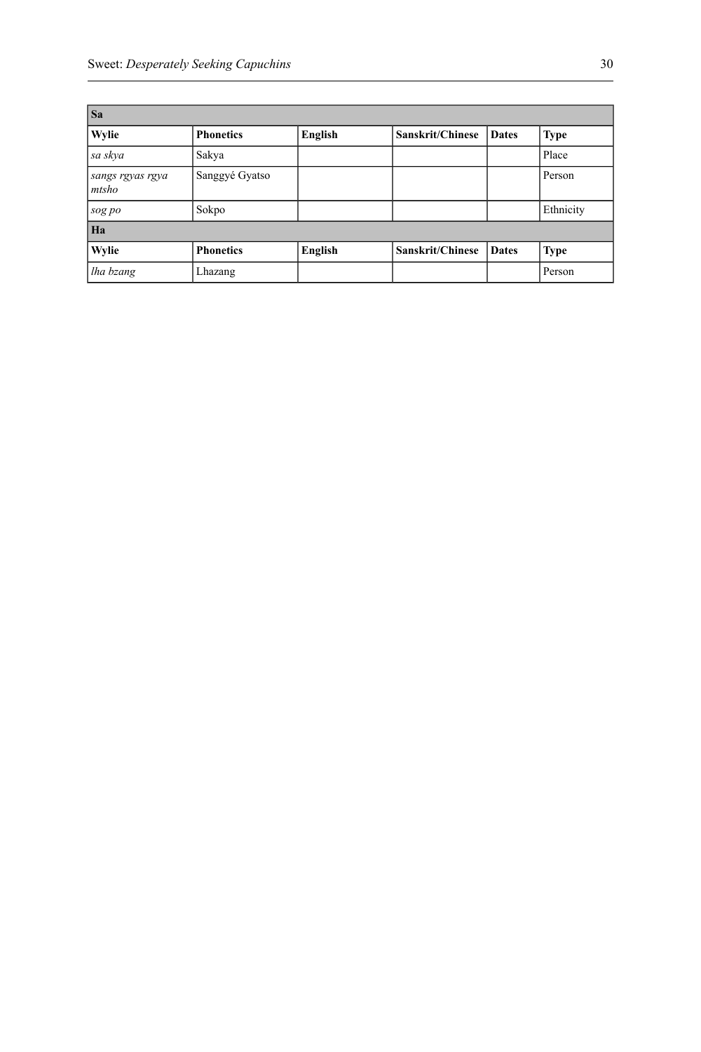| Sa | | | | | |
|---|---|---|---|---|---|
| **Wylie** | **Phonetics** | **English** | **Sanskrit/Chinese** | **Dates** | **Type** |
| *sa skya* | Sakya | | | | Place |
| *sangs rgyas rgya mtsho* | Sanggyé Gyatso | | | | Person |
| *sog po* | Sokpo | | | | Ethnicity |
| **Ha** | | | | | |
| **Wylie** | **Phonetics** | **English** | **Sanskrit/Chinese** | **Dates** | **Type** |
| *lha bzang* | Lhazang | | | | Person |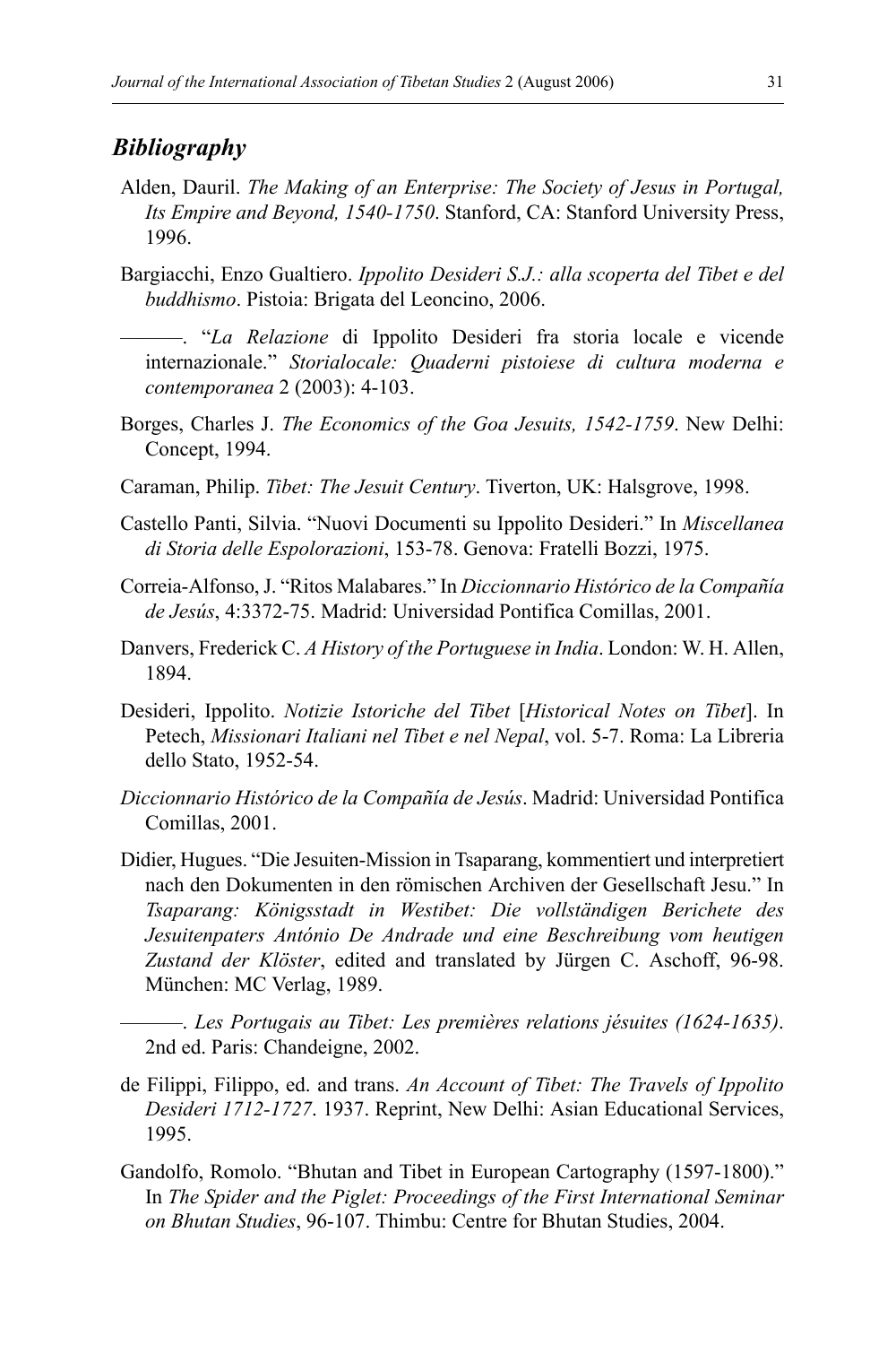## *Bibliography*

Alden, Dauril. *The Making of an Enterprise: The Society of Jesus in Portugal, Its Empire and Beyond, 1540-1750*. Stanford, CA: Stanford University Press, 1996.

Bargiacchi, Enzo Gualtiero. *Ippolito Desideri S.J.: alla scoperta del Tibet e del buddhismo*. Pistoia: Brigata del Leoncino, 2006.

———. "*La Relazione* di Ippolito Desideri fra storia locale e vicende internazionale." *Storialocale: Quaderni pistoiese di cultura moderna e contemporanea* 2 (2003): 4-103.

Borges, Charles J. *The Economics of the Goa Jesuits, 1542-1759*. New Delhi: Concept, 1994.

Caraman, Philip. *Tibet: The Jesuit Century*. Tiverton, UK: Halsgrove, 1998.

Castello Panti, Silvia. "Nuovi Documenti su Ippolito Desideri." In *Miscellanea di Storia delle Espolorazioni*, 153-78. Genova: Fratelli Bozzi, 1975.

Correia-Alfonso, J. "Ritos Malabares." In *Diccionnario Histórico de la Compañía de Jesús*, 4:3372-75. Madrid: Universidad Pontifica Comillas, 2001.

Danvers, Frederick C. *A History of the Portuguese in India*. London: W. H. Allen, 1894.

Desideri, Ippolito. *Notizie Istoriche del Tibet* [*Historical Notes on Tibet*]. In Petech, *Missionari Italiani nel Tibet e nel Nepal*, vol. 5-7. Roma: La Libreria dello Stato, 1952-54.

*Diccionnario Histórico de la Compañía de Jesús*. Madrid: Universidad Pontifica Comillas, 2001.

Didier, Hugues. "Die Jesuiten-Mission in Tsaparang, kommentiert und interpretiert nach den Dokumenten in den römischen Archiven der Gesellschaft Jesu." In *Tsaparang: Königsstadt in Westibet: Die vollständigen Berichete des Jesuitenpaters António De Andrade und eine Beschreibung vom heutigen Zustand der Klöster*, edited and translated by Jürgen C. Aschoff, 96-98. München: MC Verlag, 1989.

———. *Les Portugais au Tibet: Les premières relations jésuites (1624-1635)*. 2nd ed. Paris: Chandeigne, 2002.

de Filippi, Filippo, ed. and trans. *An Account of Tibet: The Travels of Ippolito Desideri 1712-1727*. 1937. Reprint, New Delhi: Asian Educational Services, 1995.

Gandolfo, Romolo. "Bhutan and Tibet in European Cartography (1597-1800)." In *The Spider and the Piglet: Proceedings of the First International Seminar on Bhutan Studies*, 96-107. Thimbu: Centre for Bhutan Studies, 2004.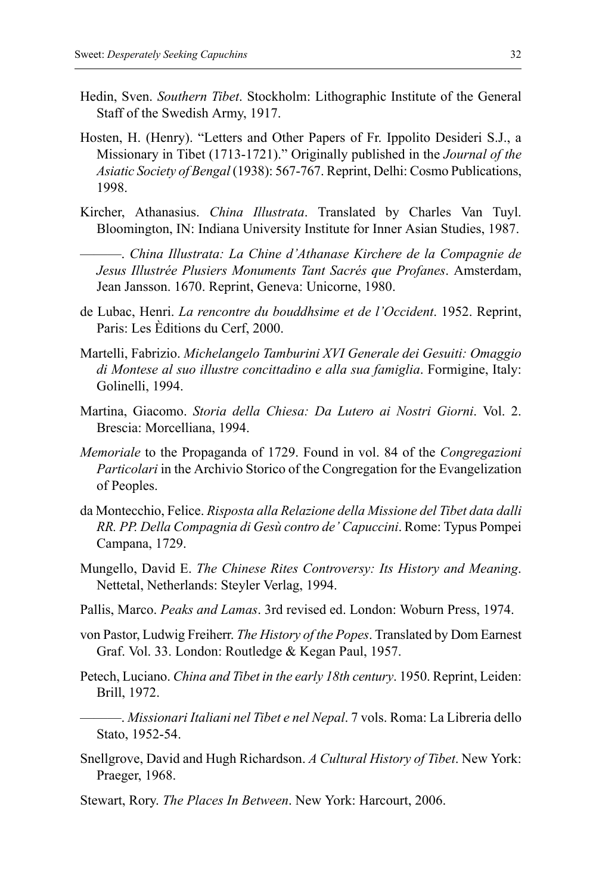Hedin, Sven. *Southern Tibet*. Stockholm: Lithographic Institute of the General Staff of the Swedish Army, 1917.

Hosten, H. (Henry). "Letters and Other Papers of Fr. Ippolito Desideri S.J., a Missionary in Tibet (1713-1721)." Originally published in the *Journal of the Asiatic Society of Bengal* (1938): 567-767. Reprint, Delhi: Cosmo Publications, 1998.

Kircher, Athanasius. *China Illustrata*. Translated by Charles Van Tuyl. Bloomington, IN: Indiana University Institute for Inner Asian Studies, 1987.

———. *China Illustrata: La Chine d'Athanase Kirchere de la Compagnie de Jesus Illustrée Plusiers Monuments Tant Sacrés que Profanes*. Amsterdam, Jean Jansson. 1670. Reprint, Geneva: Unicorne, 1980.

de Lubac, Henri. *La rencontre du bouddhsime et de l'Occident*. 1952. Reprint, Paris: Les Èditions du Cerf, 2000.

Martelli, Fabrizio. *Michelangelo Tamburini XVI Generale dei Gesuiti: Omaggio di Montese al suo illustre concittadino e alla sua famiglia*. Formigine, Italy: Golinelli, 1994.

Martina, Giacomo. *Storia della Chiesa: Da Lutero ai Nostri Giorni*. Vol. 2. Brescia: Morcelliana, 1994.

*Memoriale* to the Propaganda of 1729. Found in vol. 84 of the *Congregazioni Particolari* in the Archivio Storico of the Congregation for the Evangelization of Peoples.

da Montecchio, Felice. *Risposta alla Relazione della Missione del Tibet data dalli RR. PP. Della Compagnia di Gesù contro de' Capuccini*. Rome: Typus Pompei Campana, 1729.

Mungello, David E. *The Chinese Rites Controversy: Its History and Meaning*. Nettetal, Netherlands: Steyler Verlag, 1994.

Pallis, Marco. *Peaks and Lamas*. 3rd revised ed. London: Woburn Press, 1974.

von Pastor, Ludwig Freiherr. *The History of the Popes*. Translated by Dom Earnest Graf. Vol. 33. London: Routledge & Kegan Paul, 1957.

Petech, Luciano. *China and Tibet in the early 18th century*. 1950. Reprint, Leiden: Brill, 1972.

———. *Missionari Italiani nel Tibet e nel Nepal*. 7 vols. Roma: La Libreria dello Stato, 1952-54.

Snellgrove, David and Hugh Richardson. *A Cultural History of Tibet*. New York: Praeger, 1968.

Stewart, Rory. *The Places In Between*. New York: Harcourt, 2006.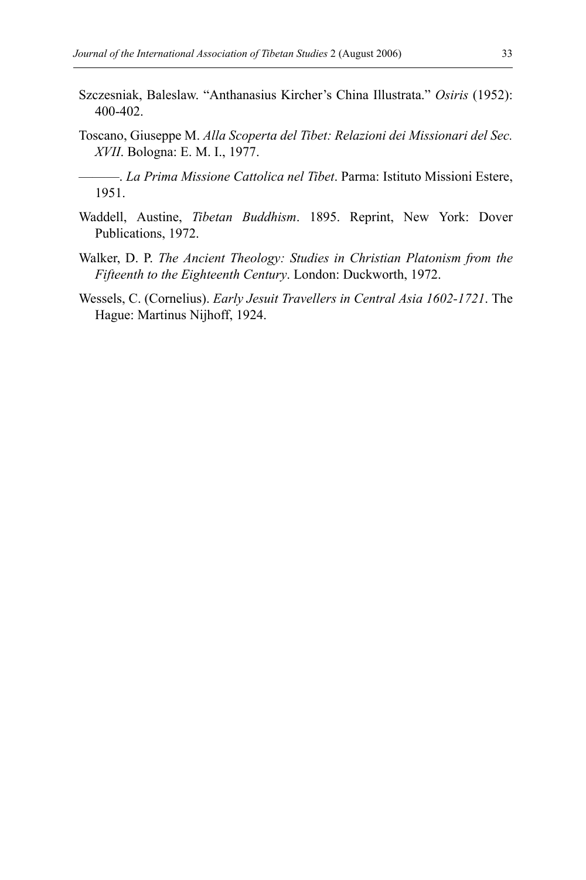Szczesniak, Baleslaw. "Anthanasius Kircher's China Illustrata." *Osiris* (1952): 400-402.

Toscano, Giuseppe M. *Alla Scoperta del Tibet: Relazioni dei Missionari del Sec. XVII*. Bologna: E. M. I., 1977.

———. *La Prima Missione Cattolica nel Tibet*. Parma: Istituto Missioni Estere, 1951.

Waddell, Austine, *Tibetan Buddhism*. 1895. Reprint, New York: Dover Publications, 1972.

Walker, D. P. *The Ancient Theology: Studies in Christian Platonism from the Fifteenth to the Eighteenth Century*. London: Duckworth, 1972.

Wessels, C. (Cornelius). *Early Jesuit Travellers in Central Asia 1602-1721*. The Hague: Martinus Nijhoff, 1924.